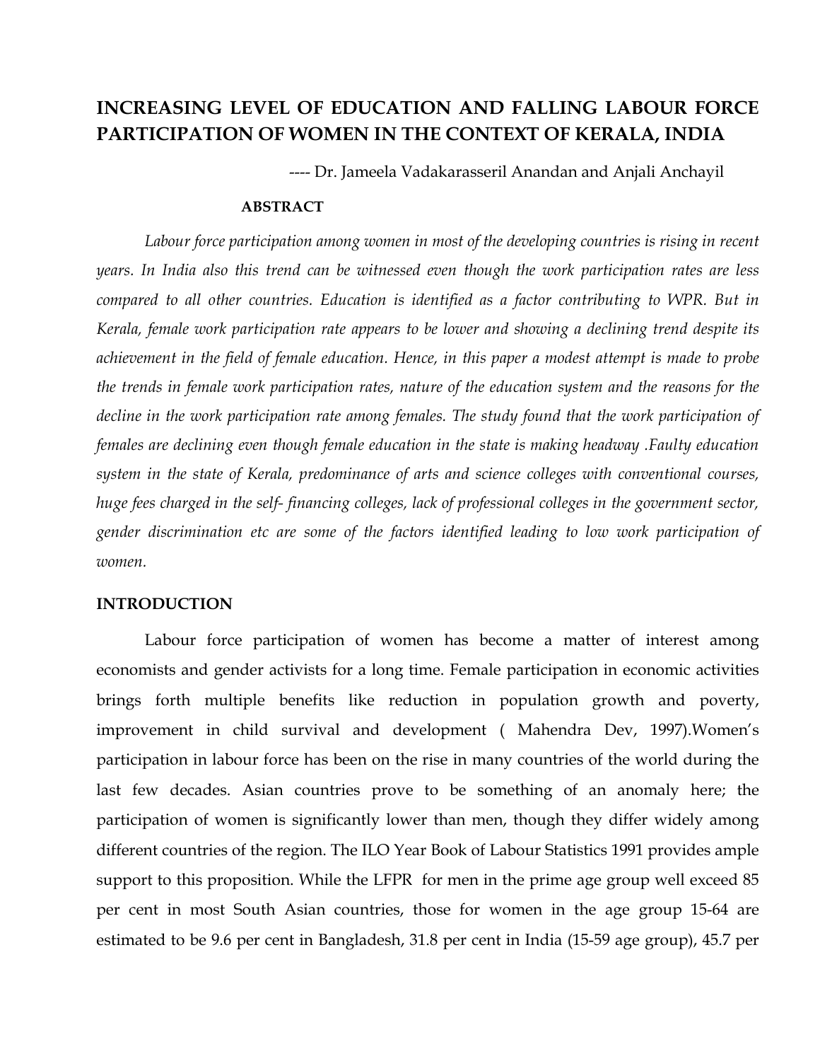# INCREASING LEVEL OF EDUCATION AND FALLING LABOUR FORCE PARTICIPATION OF WOMEN IN THE CONTEXT OF KERALA, INDIA

---- Dr. Jameela Vadakarasseril Anandan and Anjali Anchayil

**ABSTRACT**

*Labour force participation among women in most of the developing countries is rising in recent years. In India also this trend can be witnessed even though the work participation rates are less compared to all other countries. Education is identified as a factor contributing to WPR. But in Kerala, female work participation rate appears to be lower and showing a declining trend despite its achievement in the field of female education. Hence, in this paper a modest attempt is made to probe the trends in female work participation rates, nature of the education system and the reasons for the decline in the work participation rate among females. The study found that the work participation of females are declining even though female education in the state is making headway .Faulty education system in the state of Kerala, predominance of arts and science colleges with conventional courses, huge fees charged in the self- financing colleges, lack of professional colleges in the government sector, gender discrimination etc are some of the factors identified leading to low work participation of women.*

## INTRODUCTION

Labour force participation of women has become a matter of interest among economists and gender activists for a long time. Female participation in economic activities brings forth multiple benefits like reduction in population growth and poverty, improvement in child survival and development ( Mahendra Dev, 1997).Women's participation in labour force has been on the rise in many countries of the world during the last few decades. Asian countries prove to be something of an anomaly here; the participation of women is significantly lower than men, though they differ widely among different countries of the region. The ILO Year Book of Labour Statistics 1991 provides ample support to this proposition. While the LFPR for men in the prime age group well exceed 85 per cent in most South Asian countries, those for women in the age group 15-64 are estimated to be 9.6 per cent in Bangladesh, 31.8 per cent in India (15-59 age group), 45.7 per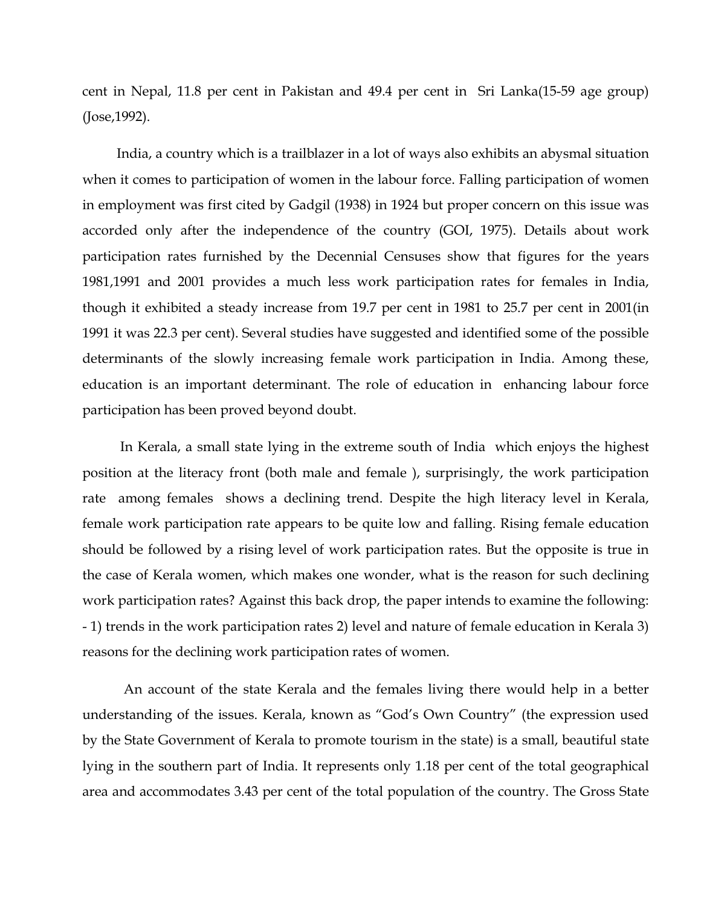cent in Nepal, 11.8 per cent in Pakistan and 49.4 per cent in Sri Lanka(15-59 age group) (Jose,1992).

India, a country which is a trailblazer in a lot of ways also exhibits an abysmal situation when it comes to participation of women in the labour force. Falling participation of women in employment was first cited by Gadgil (1938) in 1924 but proper concern on this issue was accorded only after the independence of the country (GOI, 1975). Details about work participation rates furnished by the Decennial Censuses show that figures for the years 1981,1991 and 2001 provides a much less work participation rates for females in India, though it exhibited a steady increase from 19.7 per cent in 1981 to 25.7 per cent in 2001(in 1991 it was 22.3 per cent). Several studies have suggested and identified some of the possible determinants of the slowly increasing female work participation in India. Among these, education is an important determinant. The role of education in enhancing labour force participation has been proved beyond doubt.

In Kerala, a small state lying in the extreme south of India which enjoys the highest position at the literacy front (both male and female ), surprisingly, the work participation rate among females shows a declining trend. Despite the high literacy level in Kerala, female work participation rate appears to be quite low and falling. Rising female education should be followed by a rising level of work participation rates. But the opposite is true in the case of Kerala women, which makes one wonder, what is the reason for such declining work participation rates? Against this back drop, the paper intends to examine the following: - 1) trends in the work participation rates 2) level and nature of female education in Kerala 3) reasons for the declining work participation rates of women.

An account of the state Kerala and the females living there would help in a better understanding of the issues. Kerala, known as "God's Own Country" (the expression used by the State Government of Kerala to promote tourism in the state) is a small, beautiful state lying in the southern part of India. It represents only 1.18 per cent of the total geographical area and accommodates 3.43 per cent of the total population of the country. The Gross State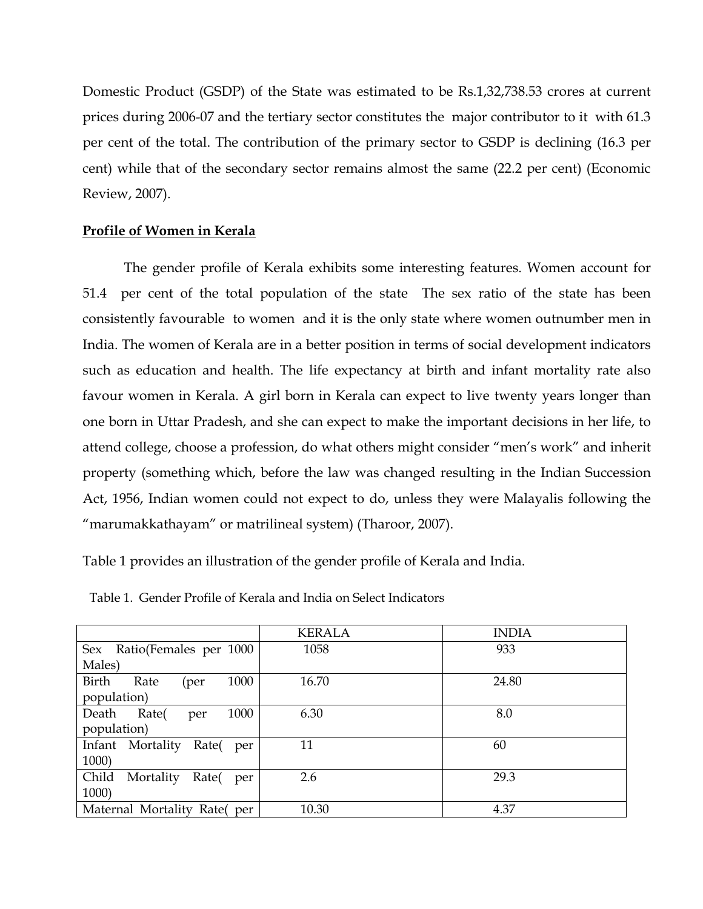Domestic Product (GSDP) of the State was estimated to be Rs.1,32,738.53 crores at current prices during 2006-07 and the tertiary sector constitutes the major contributor to it with 61.3 per cent of the total. The contribution of the primary sector to GSDP is declining (16.3 per cent) while that of the secondary sector remains almost the same (22.2 per cent) (Economic Review, 2007).

**Profile of Women in Kerala**

The gender profile of Kerala exhibits some interesting features. Women account for 51.4 per cent of the total population of the state The sex ratio of the state has been consistently favourable to women and it is the only state where women outnumber men in India. The women of Kerala are in a better position in terms of social development indicators such as education and health. The life expectancy at birth and infant mortality rate also favour women in Kerala. A girl born in Kerala can expect to live twenty years longer than one born in Uttar Pradesh, and she can expect to make the important decisions in her life, to attend college, choose a profession, do what others might consider "men's work" and inherit property (something which, before the law was changed resulting in the Indian Succession Act, 1956, Indian women could not expect to do, unless they were Malayalis following the "marumakkathayam" or matrilineal system) (Tharoor, 2007).

Table 1 provides an illustration of the gender profile of Kerala and India.

Table 1. Gender Profile of Kerala and India on Select Indicators

| | KERALA | INDIA |
|---|---|---|
| Sex Ratio(Females per 1000 Males) | 1058 | 933 |
| Birth Rate (per 1000 population) | 16.70 | 24.80 |
| Death Rate( per 1000 population) | 6.30 | 8.0 |
| Infant Mortality Rate( per 1000) | 11 | 60 |
| Child Mortality Rate( per 1000) | 2.6 | 29.3 |
| Maternal Mortality Rate( per | 10.30 | 4.37 |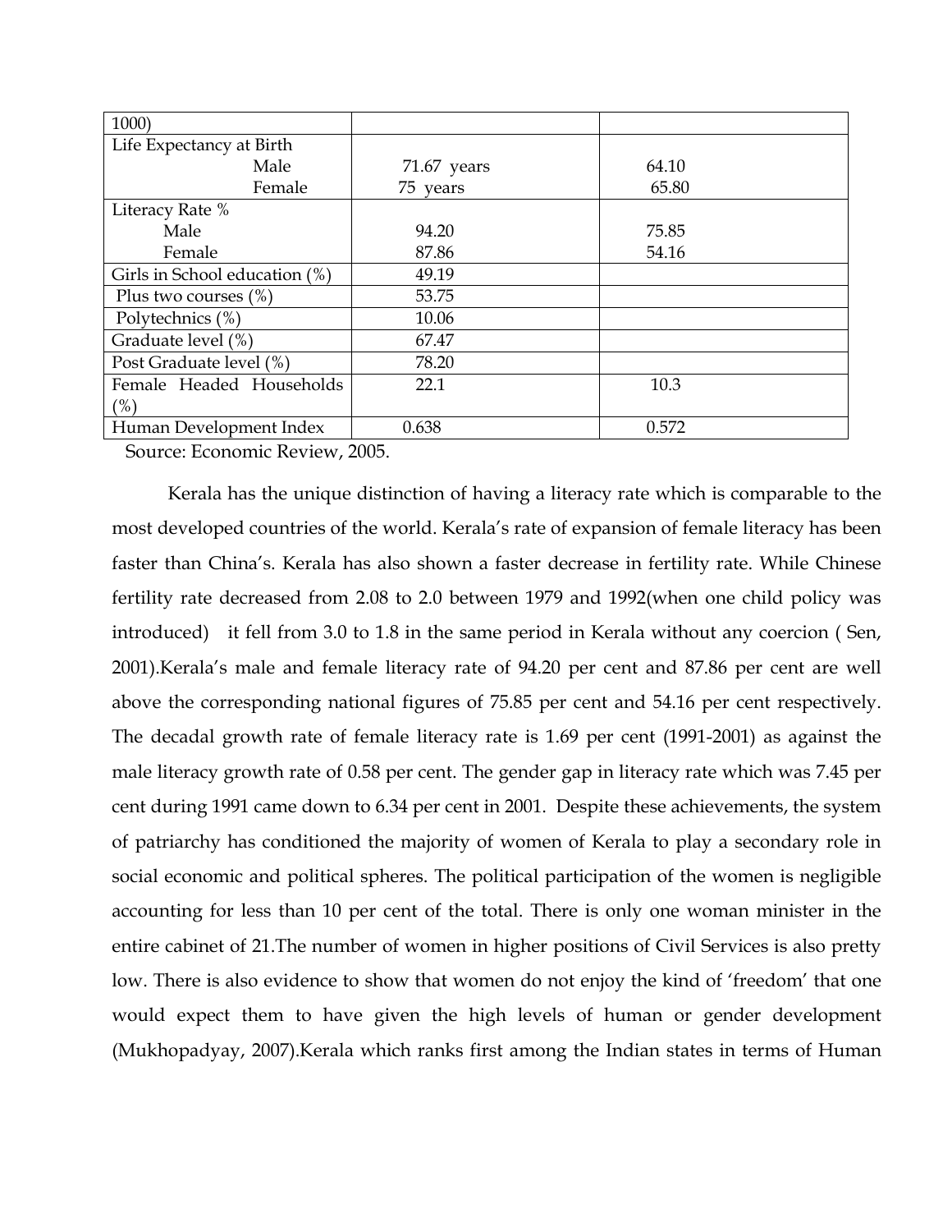| 1000) | | |
|---|---|---|
| Life Expectancy at Birth<br>Male<br>Female | <br>71.67 years<br>75 years | <br>64.10<br>65.80 |
| Literacy Rate %<br>Male<br>Female | <br>94.20<br>87.86 | <br>75.85<br>54.16 |
| Girls in School education (%) | 49.19 | |
| Plus two courses (%) | 53.75 | |
| Polytechnics (%) | 10.06 | |
| Graduate level (%) | 67.47 | |
| Post Graduate level (%) | 78.20 | |
| Female Headed Households (%) | 22.1 | 10.3 |
| Human Development Index | 0.638 | 0.572 |

Source: Economic Review, 2005.

Kerala has the unique distinction of having a literacy rate which is comparable to the most developed countries of the world. Kerala's rate of expansion of female literacy has been faster than China's. Kerala has also shown a faster decrease in fertility rate. While Chinese fertility rate decreased from 2.08 to 2.0 between 1979 and 1992(when one child policy was introduced) it fell from 3.0 to 1.8 in the same period in Kerala without any coercion ( Sen, 2001).Kerala's male and female literacy rate of 94.20 per cent and 87.86 per cent are well above the corresponding national figures of 75.85 per cent and 54.16 per cent respectively. The decadal growth rate of female literacy rate is 1.69 per cent (1991-2001) as against the male literacy growth rate of 0.58 per cent. The gender gap in literacy rate which was 7.45 per cent during 1991 came down to 6.34 per cent in 2001. Despite these achievements, the system of patriarchy has conditioned the majority of women of Kerala to play a secondary role in social economic and political spheres. The political participation of the women is negligible accounting for less than 10 per cent of the total. There is only one woman minister in the entire cabinet of 21.The number of women in higher positions of Civil Services is also pretty low. There is also evidence to show that women do not enjoy the kind of 'freedom' that one would expect them to have given the high levels of human or gender development (Mukhopadyay, 2007).Kerala which ranks first among the Indian states in terms of Human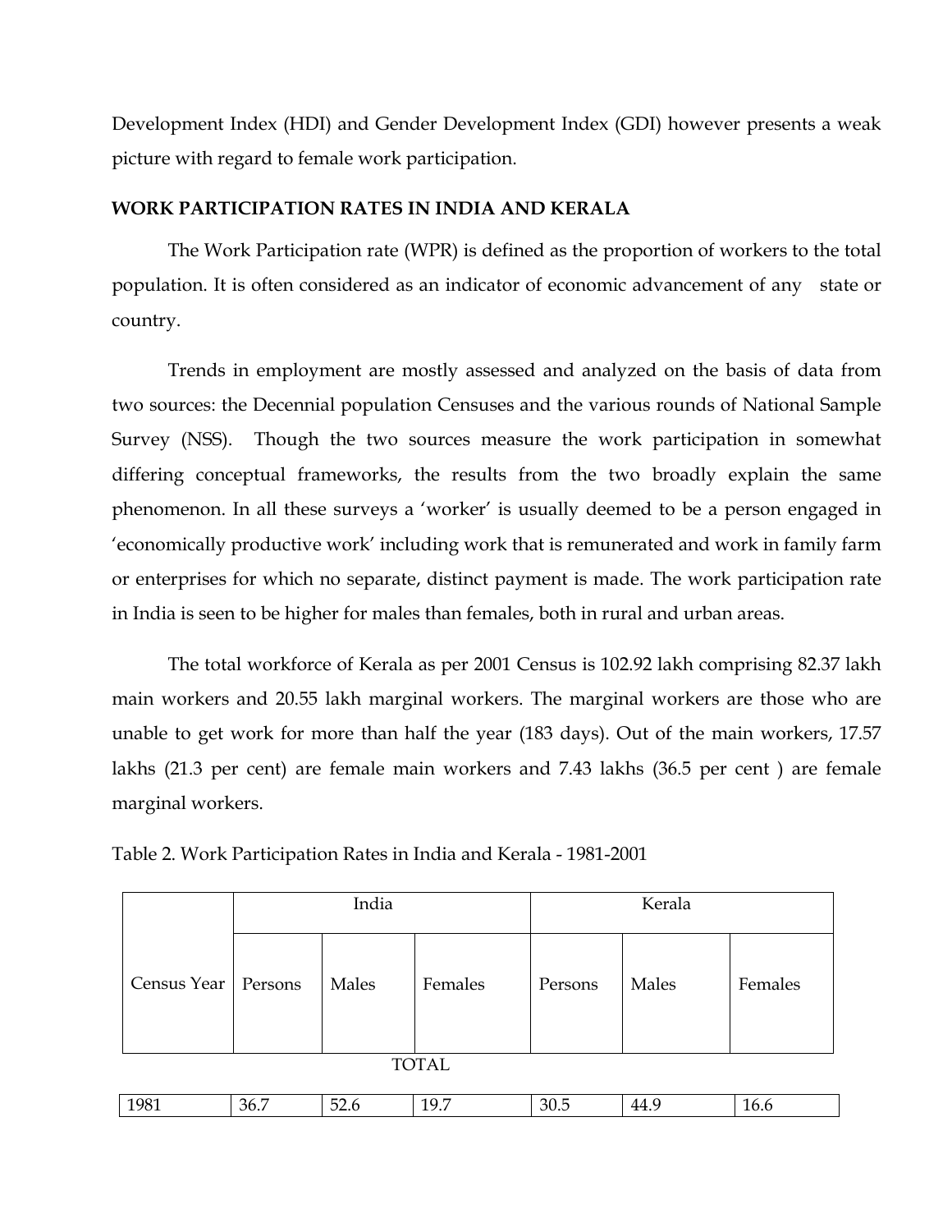Development Index (HDI) and Gender Development Index (GDI) however presents a weak picture with regard to female work participation.

## WORK PARTICIPATION RATES IN INDIA AND KERALA

The Work Participation rate (WPR) is defined as the proportion of workers to the total population. It is often considered as an indicator of economic advancement of any state or country.

Trends in employment are mostly assessed and analyzed on the basis of data from two sources: the Decennial population Censuses and the various rounds of National Sample Survey (NSS). Though the two sources measure the work participation in somewhat differing conceptual frameworks, the results from the two broadly explain the same phenomenon. In all these surveys a 'worker' is usually deemed to be a person engaged in 'economically productive work' including work that is remunerated and work in family farm or enterprises for which no separate, distinct payment is made. The work participation rate in India is seen to be higher for males than females, both in rural and urban areas.

The total workforce of Kerala as per 2001 Census is 102.92 lakh comprising 82.37 lakh main workers and 20.55 lakh marginal workers. The marginal workers are those who are unable to get work for more than half the year (183 days). Out of the main workers, 17.57 lakhs (21.3 per cent) are female main workers and 7.43 lakhs (36.5 per cent ) are female marginal workers.

Table 2. Work Participation Rates in India and Kerala - 1981-2001

| | India | | | Kerala | | |
|---|---|---|---|---|---|---|
| Census Year | Persons | Males | Females | Persons | Males | Females |
| | | | TOTAL | | | |
| 1981 | 36.7 | 52.6 | 19.7 | 30.5 | 44.9 | 16.6 |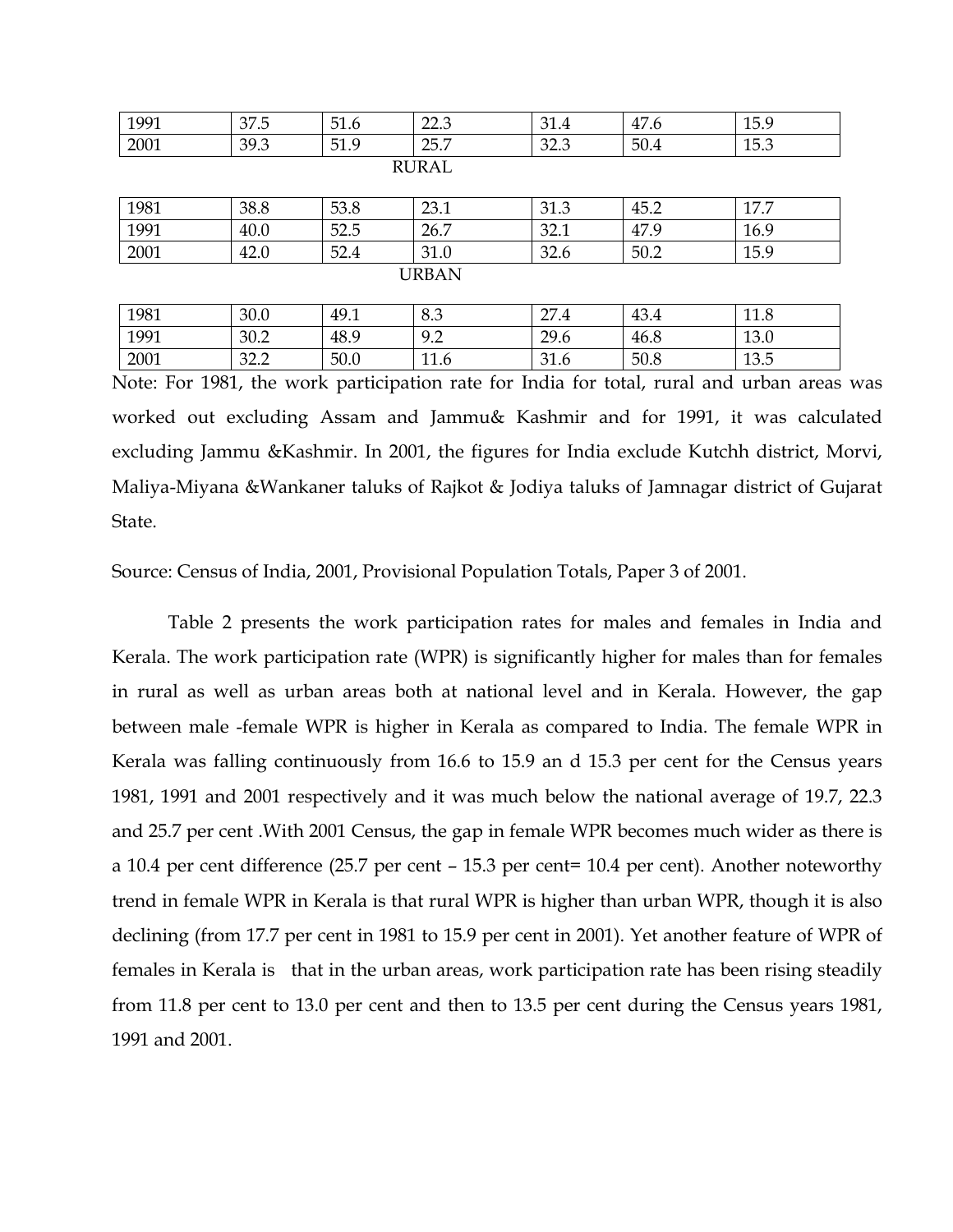| | | | | | | |
|---|---|---|---|---|---|---|
| 1991 | 37.5 | 51.6 | 22.3 | 31.4 | 47.6 | 15.9 |
| 2001 | 39.3 | 51.9 | 25.7 | 32.3 | 50.4 | 15.3 |
| RURAL | | | | | | |
| 1981 | 38.8 | 53.8 | 23.1 | 31.3 | 45.2 | 17.7 |
| 1991 | 40.0 | 52.5 | 26.7 | 32.1 | 47.9 | 16.9 |
| 2001 | 42.0 | 52.4 | 31.0 | 32.6 | 50.2 | 15.9 |
| URBAN | | | | | | |
| 1981 | 30.0 | 49.1 | 8.3 | 27.4 | 43.4 | 11.8 |
| 1991 | 30.2 | 48.9 | 9.2 | 29.6 | 46.8 | 13.0 |
| 2001 | 32.2 | 50.0 | 11.6 | 31.6 | 50.8 | 13.5 |

Note: For 1981, the work participation rate for India for total, rural and urban areas was worked out excluding Assam and Jammu& Kashmir and for 1991, it was calculated excluding Jammu &Kashmir. In 2001, the figures for India exclude Kutchh district, Morvi, Maliya-Miyana &Wankaner taluks of Rajkot & Jodiya taluks of Jamnagar district of Gujarat State.

Source: Census of India, 2001, Provisional Population Totals, Paper 3 of 2001.

Table 2 presents the work participation rates for males and females in India and Kerala. The work participation rate (WPR) is significantly higher for males than for females in rural as well as urban areas both at national level and in Kerala. However, the gap between male -female WPR is higher in Kerala as compared to India. The female WPR in Kerala was falling continuously from 16.6 to 15.9 an d 15.3 per cent for the Census years 1981, 1991 and 2001 respectively and it was much below the national average of 19.7, 22.3 and 25.7 per cent .With 2001 Census, the gap in female WPR becomes much wider as there is a 10.4 per cent difference (25.7 per cent – 15.3 per cent= 10.4 per cent). Another noteworthy trend in female WPR in Kerala is that rural WPR is higher than urban WPR, though it is also declining (from 17.7 per cent in 1981 to 15.9 per cent in 2001). Yet another feature of WPR of females in Kerala is that in the urban areas, work participation rate has been rising steadily from 11.8 per cent to 13.0 per cent and then to 13.5 per cent during the Census years 1981, 1991 and 2001.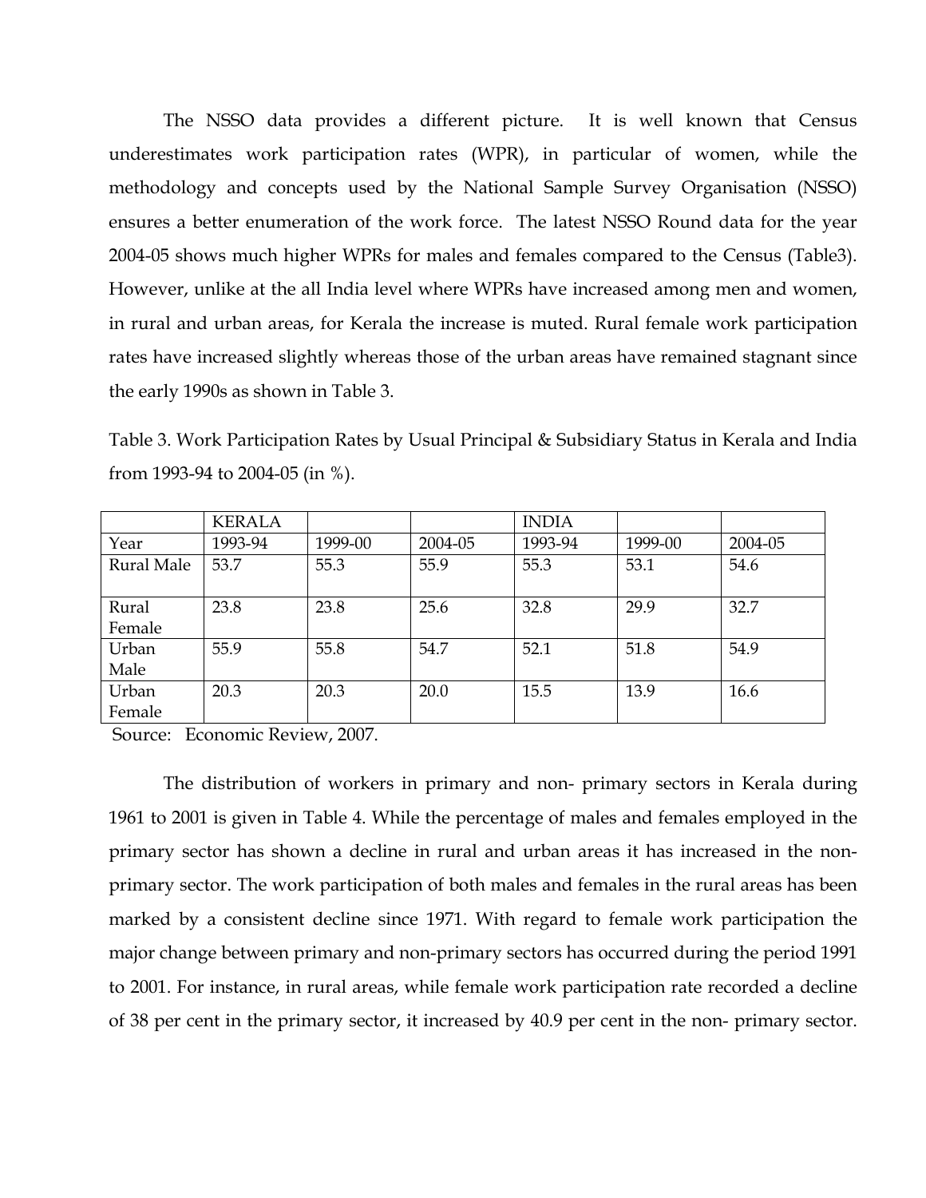The NSSO data provides a different picture. It is well known that Census underestimates work participation rates (WPR), in particular of women, while the methodology and concepts used by the National Sample Survey Organisation (NSSO) ensures a better enumeration of the work force. The latest NSSO Round data for the year 2004-05 shows much higher WPRs for males and females compared to the Census (Table3). However, unlike at the all India level where WPRs have increased among men and women, in rural and urban areas, for Kerala the increase is muted. Rural female work participation rates have increased slightly whereas those of the urban areas have remained stagnant since the early 1990s as shown in Table 3.

Table 3. Work Participation Rates by Usual Principal & Subsidiary Status in Kerala and India from 1993-94 to 2004-05 (in %).

| | KERALA | | | INDIA | | |
|---|---|---|---|---|---|---|
| Year | 1993-94 | 1999-00 | 2004-05 | 1993-94 | 1999-00 | 2004-05 |
| Rural Male | 53.7 | 55.3 | 55.9 | 55.3 | 53.1 | 54.6 |
| Rural Female | 23.8 | 23.8 | 25.6 | 32.8 | 29.9 | 32.7 |
| Urban Male | 55.9 | 55.8 | 54.7 | 52.1 | 51.8 | 54.9 |
| Urban Female | 20.3 | 20.3 | 20.0 | 15.5 | 13.9 | 16.6 |

Source: Economic Review, 2007.

The distribution of workers in primary and non- primary sectors in Kerala during 1961 to 2001 is given in Table 4. While the percentage of males and females employed in the primary sector has shown a decline in rural and urban areas it has increased in the non-primary sector. The work participation of both males and females in the rural areas has been marked by a consistent decline since 1971. With regard to female work participation the major change between primary and non-primary sectors has occurred during the period 1991 to 2001. For instance, in rural areas, while female work participation rate recorded a decline of 38 per cent in the primary sector, it increased by 40.9 per cent in the non- primary sector.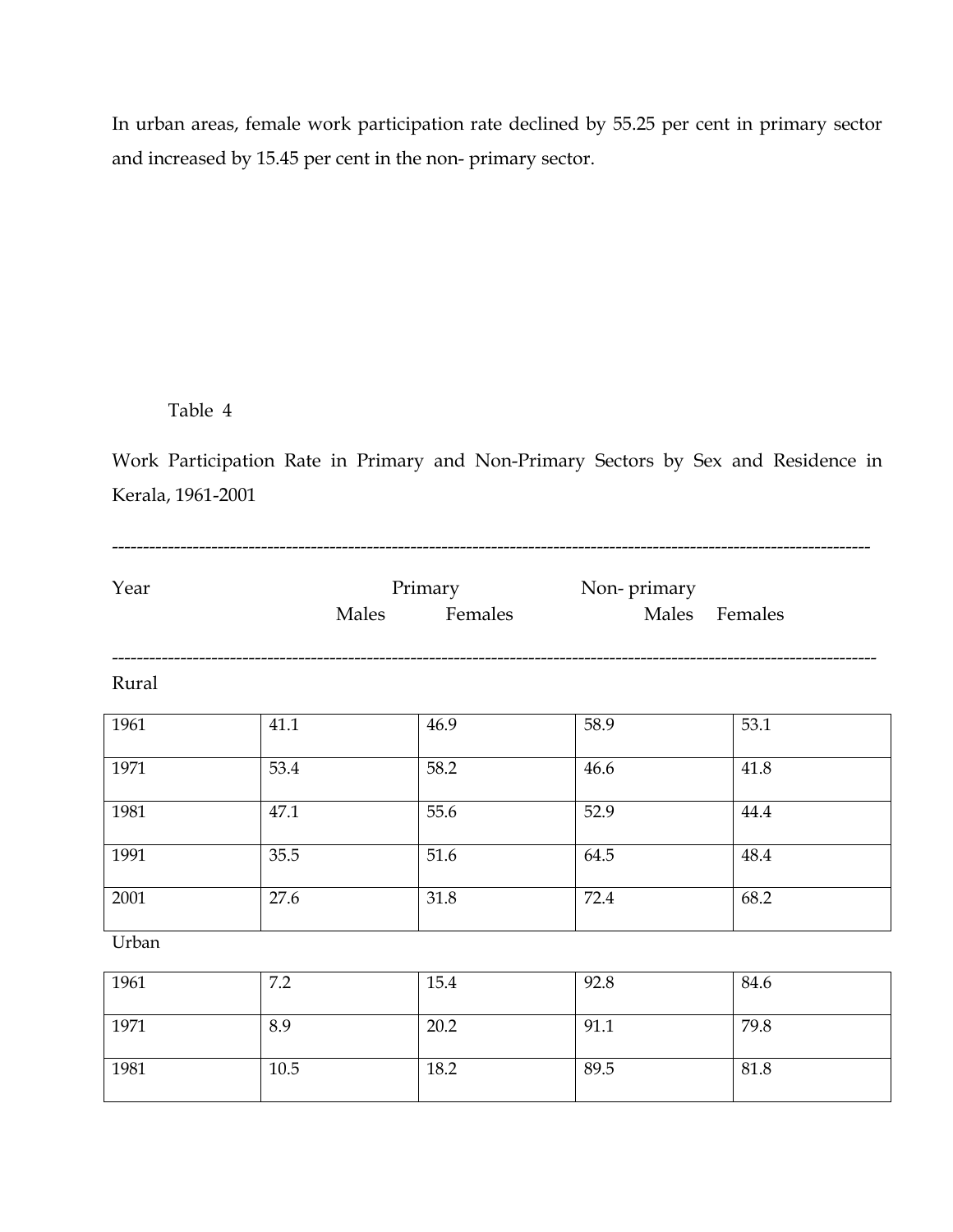In urban areas, female work participation rate declined by 55.25 per cent in primary sector and increased by 15.45 per cent in the non- primary sector.

Table 4

Work Participation Rate in Primary and Non-Primary Sectors by Sex and Residence in Kerala, 1961-2001

| Year | Primary | | Non- primary | |
|---|---|---|---|---|
| | Males | Females | Males | Females |
| Rural | | | | |
| 1961 | 41.1 | 46.9 | 58.9 | 53.1 |
| 1971 | 53.4 | 58.2 | 46.6 | 41.8 |
| 1981 | 47.1 | 55.6 | 52.9 | 44.4 |
| 1991 | 35.5 | 51.6 | 64.5 | 48.4 |
| 2001 | 27.6 | 31.8 | 72.4 | 68.2 |
| Urban | | | | |
| 1961 | 7.2 | 15.4 | 92.8 | 84.6 |
| 1971 | 8.9 | 20.2 | 91.1 | 79.8 |
| 1981 | 10.5 | 18.2 | 89.5 | 81.8 |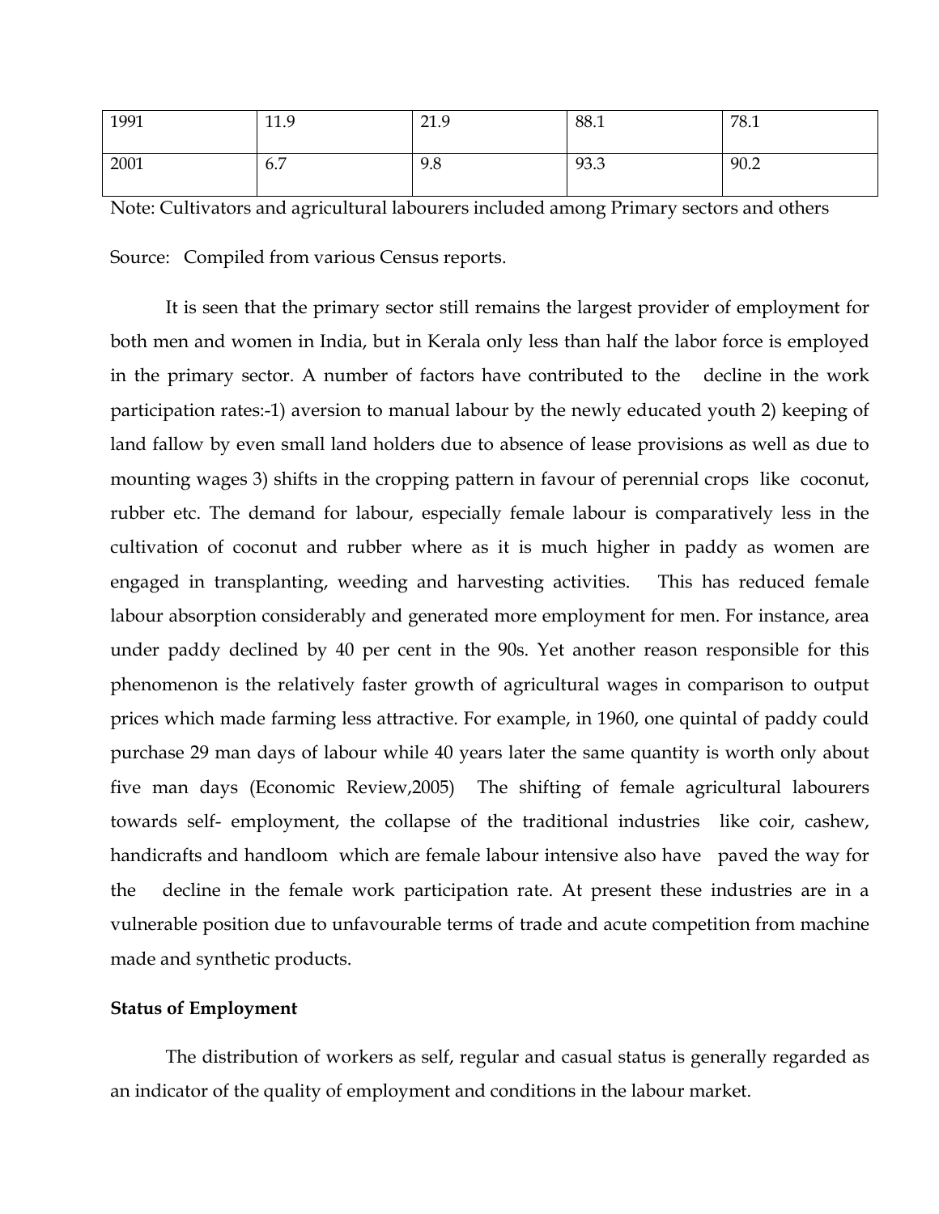| 1991 | 11.9 | 21.9 | 88.1 | 78.1 |
|---|---|---|---|---|
| 2001 | 6.7 | 9.8 | 93.3 | 90.2 |

Note: Cultivators and agricultural labourers included among Primary sectors and others

Source: Compiled from various Census reports.

It is seen that the primary sector still remains the largest provider of employment for both men and women in India, but in Kerala only less than half the labor force is employed in the primary sector. A number of factors have contributed to the decline in the work participation rates:-1) aversion to manual labour by the newly educated youth 2) keeping of land fallow by even small land holders due to absence of lease provisions as well as due to mounting wages 3) shifts in the cropping pattern in favour of perennial crops like coconut, rubber etc. The demand for labour, especially female labour is comparatively less in the cultivation of coconut and rubber where as it is much higher in paddy as women are engaged in transplanting, weeding and harvesting activities. This has reduced female labour absorption considerably and generated more employment for men. For instance, area under paddy declined by 40 per cent in the 90s. Yet another reason responsible for this phenomenon is the relatively faster growth of agricultural wages in comparison to output prices which made farming less attractive. For example, in 1960, one quintal of paddy could purchase 29 man days of labour while 40 years later the same quantity is worth only about five man days (Economic Review,2005) The shifting of female agricultural labourers towards self- employment, the collapse of the traditional industries like coir, cashew, handicrafts and handloom which are female labour intensive also have paved the way for the decline in the female work participation rate. At present these industries are in a vulnerable position due to unfavourable terms of trade and acute competition from machine made and synthetic products.

**Status of Employment**

The distribution of workers as self, regular and casual status is generally regarded as an indicator of the quality of employment and conditions in the labour market.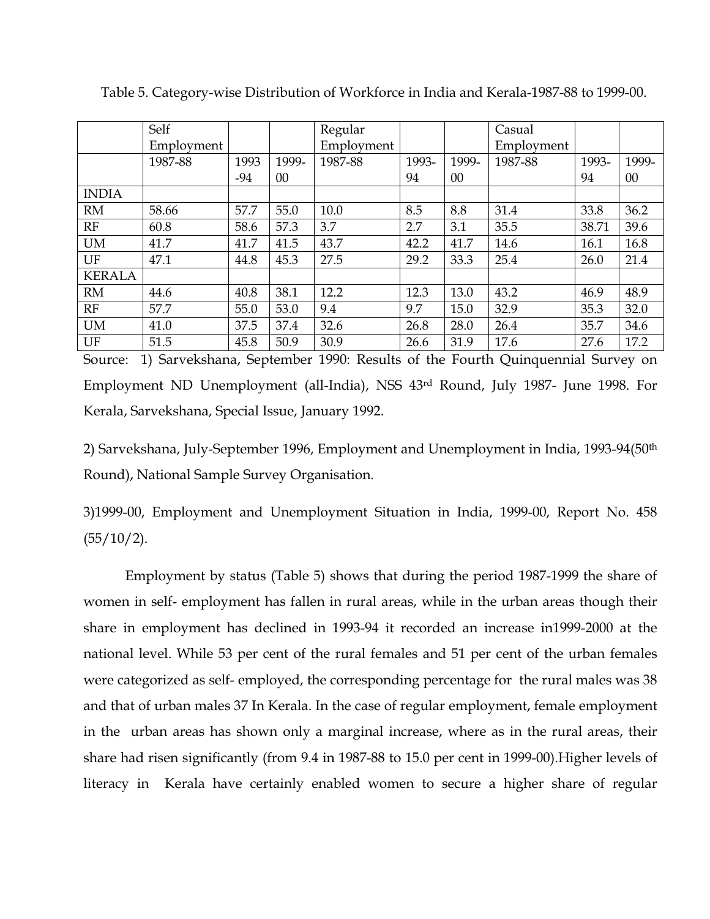Table 5. Category-wise Distribution of Workforce in India and Kerala-1987-88 to 1999-00.

| | Self Employment | | | Regular Employment | | | Casual Employment | | |
|---|---|---|---|---|---|---|---|---|---|
| | 1987-88 | 1993-94 | 1999-00 | 1987-88 | 1993-94 | 1999-00 | 1987-88 | 1993-94 | 1999-00 |
| INDIA | | | | | | | | | |
| RM | 58.66 | 57.7 | 55.0 | 10.0 | 8.5 | 8.8 | 31.4 | 33.8 | 36.2 |
| RF | 60.8 | 58.6 | 57.3 | 3.7 | 2.7 | 3.1 | 35.5 | 38.71 | 39.6 |
| UM | 41.7 | 41.7 | 41.5 | 43.7 | 42.2 | 41.7 | 14.6 | 16.1 | 16.8 |
| UF | 47.1 | 44.8 | 45.3 | 27.5 | 29.2 | 33.3 | 25.4 | 26.0 | 21.4 |
| KERALA | | | | | | | | | |
| RM | 44.6 | 40.8 | 38.1 | 12.2 | 12.3 | 13.0 | 43.2 | 46.9 | 48.9 |
| RF | 57.7 | 55.0 | 53.0 | 9.4 | 9.7 | 15.0 | 32.9 | 35.3 | 32.0 |
| UM | 41.0 | 37.5 | 37.4 | 32.6 | 26.8 | 28.0 | 26.4 | 35.7 | 34.6 |
| UF | 51.5 | 45.8 | 50.9 | 30.9 | 26.6 | 31.9 | 17.6 | 27.6 | 17.2 |

Source: 1) Sarvekshana, September 1990: Results of the Fourth Quinquennial Survey on Employment ND Unemployment (all-India), NSS 43rd Round, July 1987- June 1998. For Kerala, Sarvekshana, Special Issue, January 1992.

2) Sarvekshana, July-September 1996, Employment and Unemployment in India, 1993-94(50th Round), National Sample Survey Organisation.

3)1999-00, Employment and Unemployment Situation in India, 1999-00, Report No. 458 (55/10/2).

Employment by status (Table 5) shows that during the period 1987-1999 the share of women in self- employment has fallen in rural areas, while in the urban areas though their share in employment has declined in 1993-94 it recorded an increase in1999-2000 at the national level. While 53 per cent of the rural females and 51 per cent of the urban females were categorized as self- employed, the corresponding percentage for the rural males was 38 and that of urban males 37 In Kerala. In the case of regular employment, female employment in the urban areas has shown only a marginal increase, where as in the rural areas, their share had risen significantly (from 9.4 in 1987-88 to 15.0 per cent in 1999-00).Higher levels of literacy in Kerala have certainly enabled women to secure a higher share of regular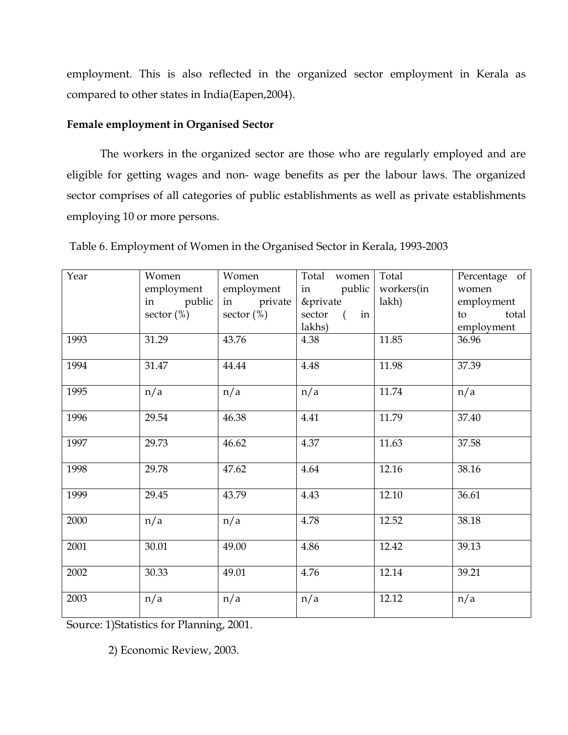employment. This is also reflected in the organized sector employment in Kerala as compared to other states in India(Eapen,2004).

**Female employment in Organised Sector**

The workers in the organized sector are those who are regularly employed and are eligible for getting wages and non- wage benefits as per the labour laws. The organized sector comprises of all categories of public establishments as well as private establishments employing 10 or more persons.

Table 6. Employment of Women in the Organised Sector in Kerala, 1993-2003

| Year | Women employment in public sector (%) | Women employment in private sector (%) | Total women in public &private sector ( in lakhs) | Total workers(in lakh) | Percentage of women employment to total employment |
|---|---|---|---|---|---|
| 1993 | 31.29 | 43.76 | 4.38 | 11.85 | 36.96 |
| 1994 | 31.47 | 44.44 | 4.48 | 11.98 | 37.39 |
| 1995 | n/a | n/a | n/a | 11.74 | n/a |
| 1996 | 29.54 | 46.38 | 4.41 | 11.79 | 37.40 |
| 1997 | 29.73 | 46.62 | 4.37 | 11.63 | 37.58 |
| 1998 | 29.78 | 47.62 | 4.64 | 12.16 | 38.16 |
| 1999 | 29.45 | 43.79 | 4.43 | 12.10 | 36.61 |
| 2000 | n/a | n/a | 4.78 | 12.52 | 38.18 |
| 2001 | 30.01 | 49.00 | 4.86 | 12.42 | 39.13 |
| 2002 | 30.33 | 49.01 | 4.76 | 12.14 | 39.21 |
| 2003 | n/a | n/a | n/a | 12.12 | n/a |

Source: 1)Statistics for Planning, 2001.

2) Economic Review, 2003.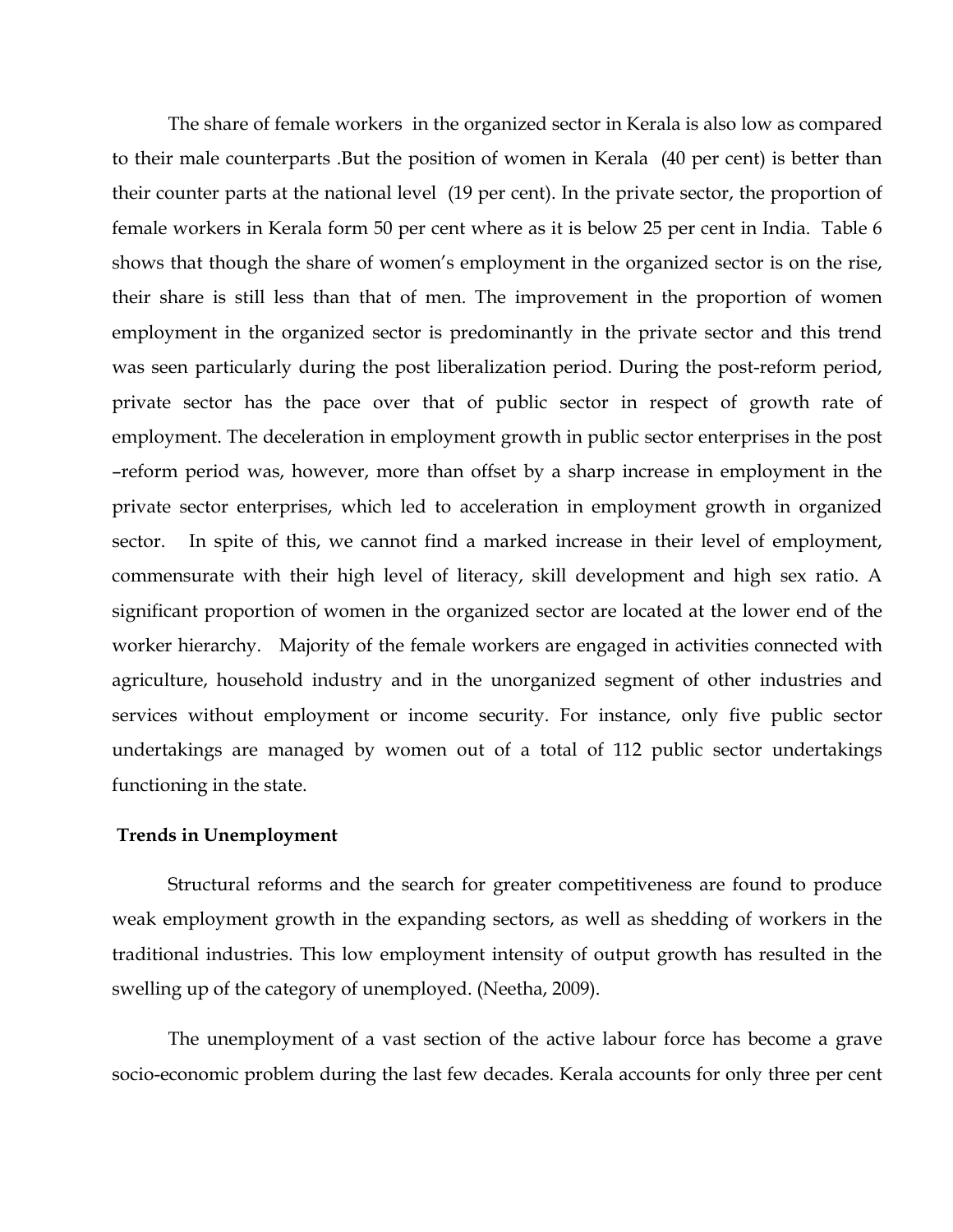The share of female workers in the organized sector in Kerala is also low as compared to their male counterparts .But the position of women in Kerala (40 per cent) is better than their counter parts at the national level (19 per cent). In the private sector, the proportion of female workers in Kerala form 50 per cent where as it is below 25 per cent in India. Table 6 shows that though the share of women's employment in the organized sector is on the rise, their share is still less than that of men. The improvement in the proportion of women employment in the organized sector is predominantly in the private sector and this trend was seen particularly during the post liberalization period. During the post-reform period, private sector has the pace over that of public sector in respect of growth rate of employment. The deceleration in employment growth in public sector enterprises in the post –reform period was, however, more than offset by a sharp increase in employment in the private sector enterprises, which led to acceleration in employment growth in organized sector. In spite of this, we cannot find a marked increase in their level of employment, commensurate with their high level of literacy, skill development and high sex ratio. A significant proportion of women in the organized sector are located at the lower end of the worker hierarchy. Majority of the female workers are engaged in activities connected with agriculture, household industry and in the unorganized segment of other industries and services without employment or income security. For instance, only five public sector undertakings are managed by women out of a total of 112 public sector undertakings functioning in the state.

**Trends in Unemployment**

Structural reforms and the search for greater competitiveness are found to produce weak employment growth in the expanding sectors, as well as shedding of workers in the traditional industries. This low employment intensity of output growth has resulted in the swelling up of the category of unemployed. (Neetha, 2009).

The unemployment of a vast section of the active labour force has become a grave socio-economic problem during the last few decades. Kerala accounts for only three per cent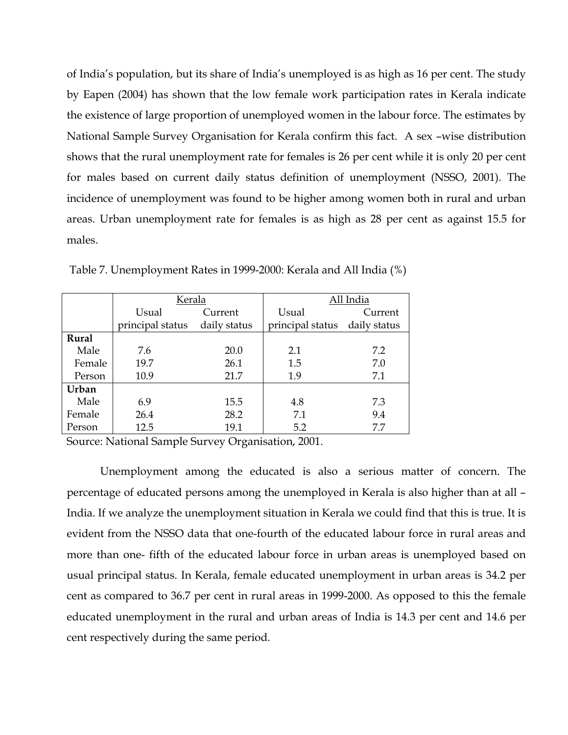of India's population, but its share of India's unemployed is as high as 16 per cent. The study by Eapen (2004) has shown that the low female work participation rates in Kerala indicate the existence of large proportion of unemployed women in the labour force. The estimates by National Sample Survey Organisation for Kerala confirm this fact. A sex –wise distribution shows that the rural unemployment rate for females is 26 per cent while it is only 20 per cent for males based on current daily status definition of unemployment (NSSO, 2001). The incidence of unemployment was found to be higher among women both in rural and urban areas. Urban unemployment rate for females is as high as 28 per cent as against 15.5 for males.

Table 7. Unemployment Rates in 1999-2000: Kerala and All India (%)

| | Kerala | | All India | |
|---|---|---|---|---|
| | Usual principal status | Current daily status | Usual principal status | Current daily status |
| **Rural** | | | | |
| Male | 7.6 | 20.0 | 2.1 | 7.2 |
| Female | 19.7 | 26.1 | 1.5 | 7.0 |
| Person | 10.9 | 21.7 | 1.9 | 7.1 |
| **Urban** | | | | |
| Male | 6.9 | 15.5 | 4.8 | 7.3 |
| Female | 26.4 | 28.2 | 7.1 | 9.4 |
| Person | 12.5 | 19.1 | 5.2 | 7.7 |

Source: National Sample Survey Organisation, 2001.

Unemployment among the educated is also a serious matter of concern. The percentage of educated persons among the unemployed in Kerala is also higher than at all – India. If we analyze the unemployment situation in Kerala we could find that this is true. It is evident from the NSSO data that one-fourth of the educated labour force in rural areas and more than one- fifth of the educated labour force in urban areas is unemployed based on usual principal status. In Kerala, female educated unemployment in urban areas is 34.2 per cent as compared to 36.7 per cent in rural areas in 1999-2000. As opposed to this the female educated unemployment in the rural and urban areas of India is 14.3 per cent and 14.6 per cent respectively during the same period.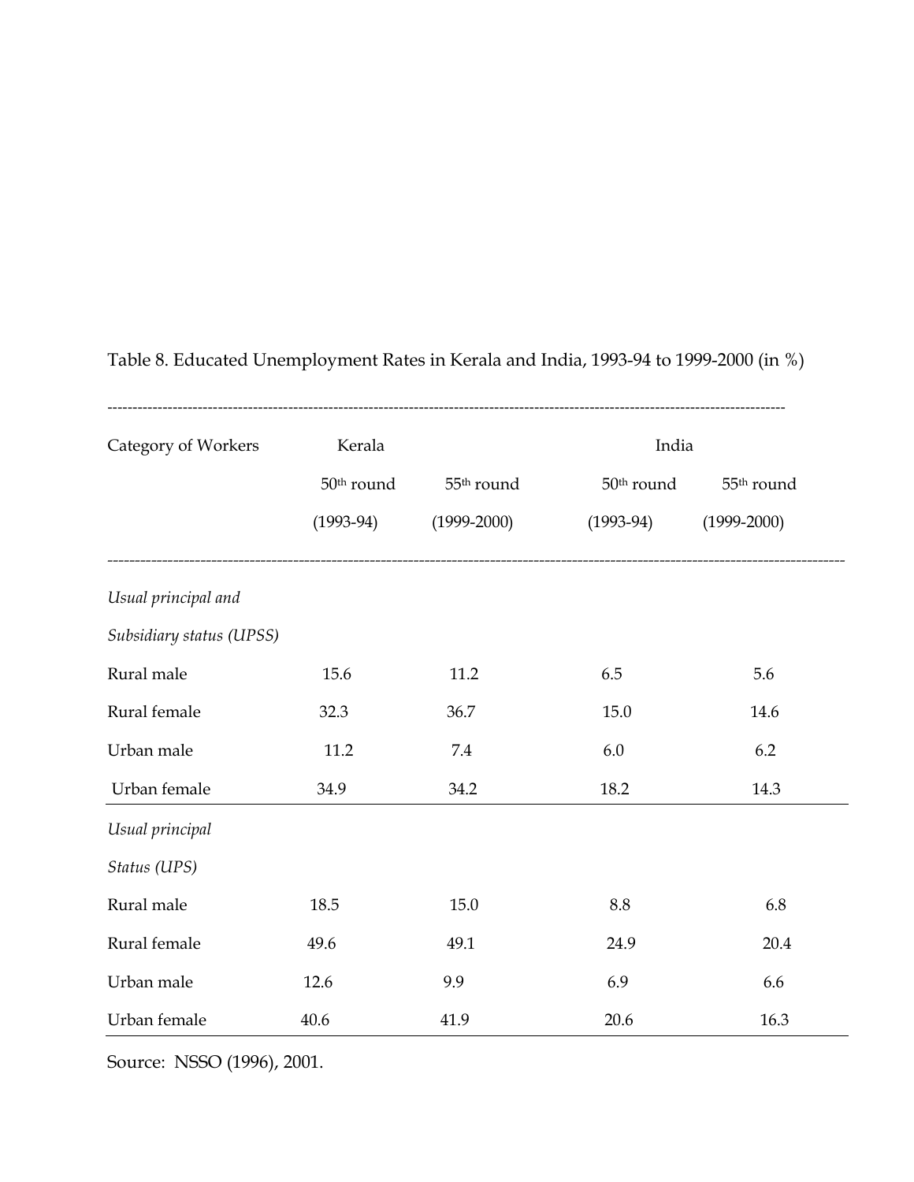Table 8. Educated Unemployment Rates in Kerala and India, 1993-94 to 1999-2000 (in %)

| Category of Workers | Kerala | | India | |
|---|---|---|---|---|
| | 50th round (1993-94) | 55th round (1999-2000) | 50th round (1993-94) | 55th round (1999-2000) |
| *Usual principal and Subsidiary status (UPSS)* | | | | |
| Rural male | 15.6 | 11.2 | 6.5 | 5.6 |
| Rural female | 32.3 | 36.7 | 15.0 | 14.6 |
| Urban male | 11.2 | 7.4 | 6.0 | 6.2 |
| Urban female | 34.9 | 34.2 | 18.2 | 14.3 |
| *Usual principal Status (UPS)* | | | | |
| Rural male | 18.5 | 15.0 | 8.8 | 6.8 |
| Rural female | 49.6 | 49.1 | 24.9 | 20.4 |
| Urban male | 12.6 | 9.9 | 6.9 | 6.6 |
| Urban female | 40.6 | 41.9 | 20.6 | 16.3 |

Source: NSSO (1996), 2001.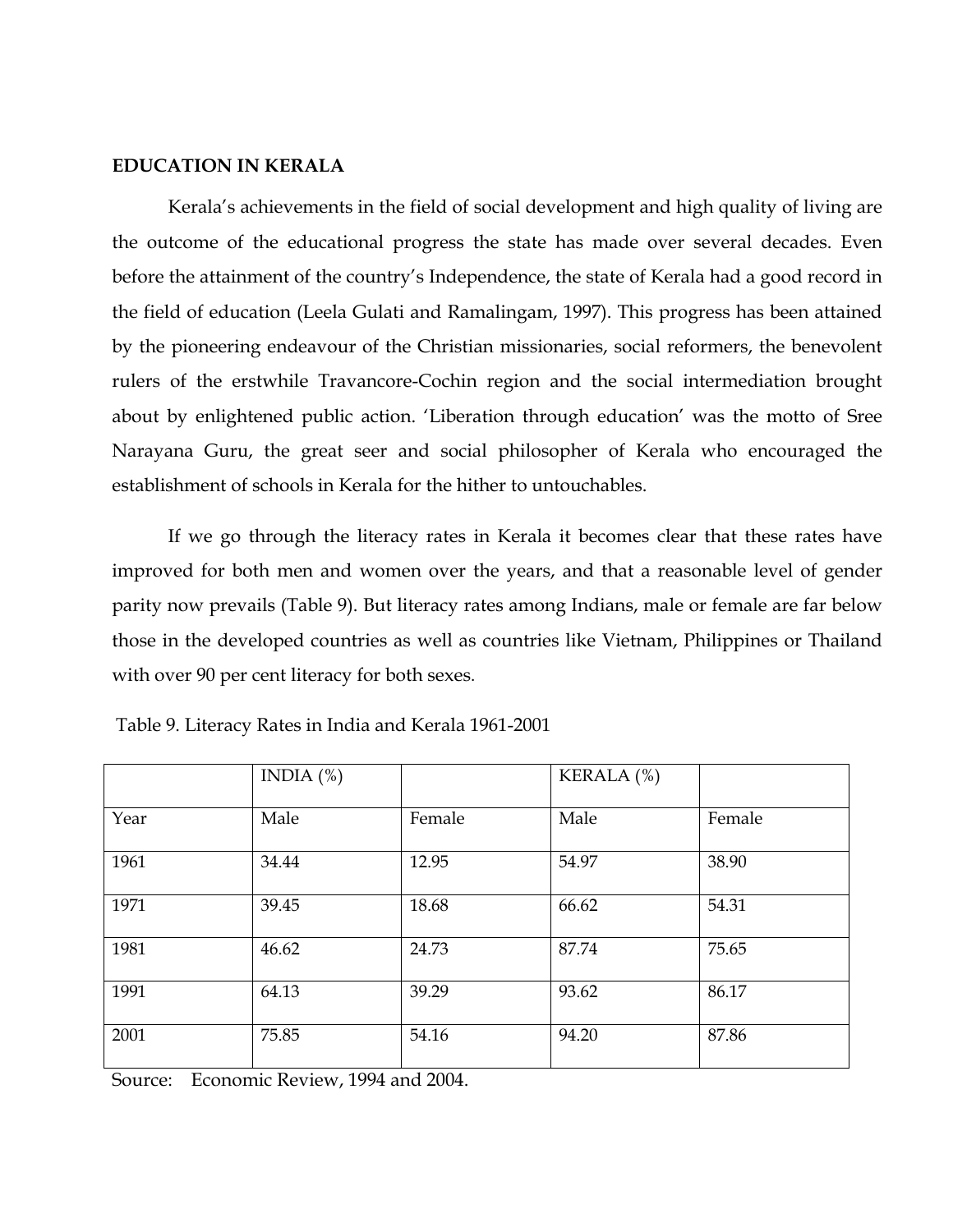## EDUCATION IN KERALA

Kerala's achievements in the field of social development and high quality of living are the outcome of the educational progress the state has made over several decades. Even before the attainment of the country's Independence, the state of Kerala had a good record in the field of education (Leela Gulati and Ramalingam, 1997). This progress has been attained by the pioneering endeavour of the Christian missionaries, social reformers, the benevolent rulers of the erstwhile Travancore-Cochin region and the social intermediation brought about by enlightened public action. 'Liberation through education' was the motto of Sree Narayana Guru, the great seer and social philosopher of Kerala who encouraged the establishment of schools in Kerala for the hither to untouchables.

If we go through the literacy rates in Kerala it becomes clear that these rates have improved for both men and women over the years, and that a reasonable level of gender parity now prevails (Table 9). But literacy rates among Indians, male or female are far below those in the developed countries as well as countries like Vietnam, Philippines or Thailand with over 90 per cent literacy for both sexes.

Table 9. Literacy Rates in India and Kerala 1961-2001

| | INDIA (%) | | KERALA (%) | |
|---|---|---|---|---|
| Year | Male | Female | Male | Female |
| 1961 | 34.44 | 12.95 | 54.97 | 38.90 |
| 1971 | 39.45 | 18.68 | 66.62 | 54.31 |
| 1981 | 46.62 | 24.73 | 87.74 | 75.65 |
| 1991 | 64.13 | 39.29 | 93.62 | 86.17 |
| 2001 | 75.85 | 54.16 | 94.20 | 87.86 |

Source: Economic Review, 1994 and 2004.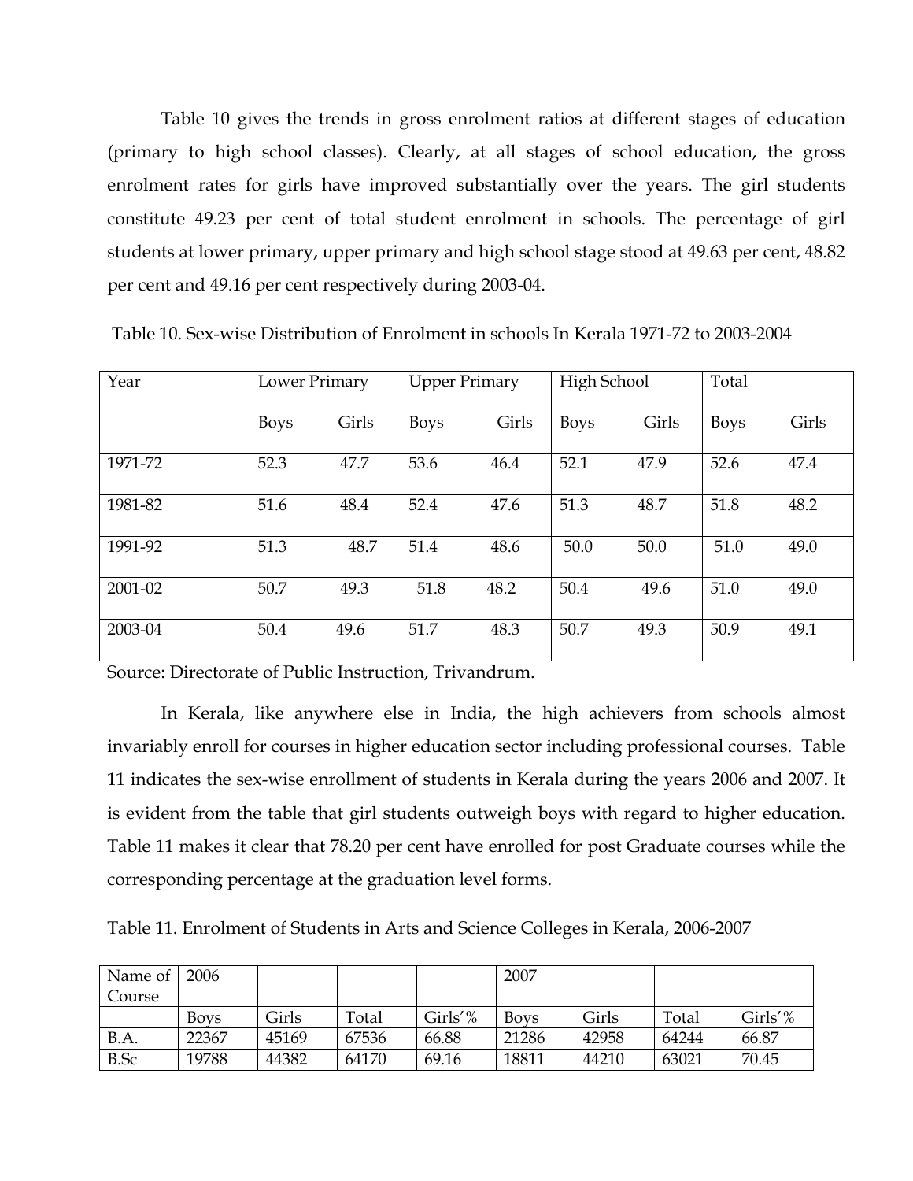Table 10 gives the trends in gross enrolment ratios at different stages of education (primary to high school classes). Clearly, at all stages of school education, the gross enrolment rates for girls have improved substantially over the years. The girl students constitute 49.23 per cent of total student enrolment in schools. The percentage of girl students at lower primary, upper primary and high school stage stood at 49.63 per cent, 48.82 per cent and 49.16 per cent respectively during 2003-04.

Table 10. Sex-wise Distribution of Enrolment in schools In Kerala 1971-72 to 2003-2004

| Year | Lower Primary | | Upper Primary | | High School | | Total | |
|---|---|---|---|---|---|---|---|---|
| | Boys | Girls | Boys | Girls | Boys | Girls | Boys | Girls |
| 1971-72 | 52.3 | 47.7 | 53.6 | 46.4 | 52.1 | 47.9 | 52.6 | 47.4 |
| 1981-82 | 51.6 | 48.4 | 52.4 | 47.6 | 51.3 | 48.7 | 51.8 | 48.2 |
| 1991-92 | 51.3 | 48.7 | 51.4 | 48.6 | 50.0 | 50.0 | 51.0 | 49.0 |
| 2001-02 | 50.7 | 49.3 | 51.8 | 48.2 | 50.4 | 49.6 | 51.0 | 49.0 |
| 2003-04 | 50.4 | 49.6 | 51.7 | 48.3 | 50.7 | 49.3 | 50.9 | 49.1 |

Source: Directorate of Public Instruction, Trivandrum.

In Kerala, like anywhere else in India, the high achievers from schools almost invariably enroll for courses in higher education sector including professional courses. Table 11 indicates the sex-wise enrollment of students in Kerala during the years 2006 and 2007. It is evident from the table that girl students outweigh boys with regard to higher education. Table 11 makes it clear that 78.20 per cent have enrolled for post Graduate courses while the corresponding percentage at the graduation level forms.

Table 11. Enrolment of Students in Arts and Science Colleges in Kerala, 2006-2007

| Name of Course | 2006 | | | | 2007 | | | |
|---|---|---|---|---|---|---|---|---|
| | Boys | Girls | Total | Girls'% | Boys | Girls | Total | Girls'% |
| B.A. | 22367 | 45169 | 67536 | 66.88 | 21286 | 42958 | 64244 | 66.87 |
| B.Sc | 19788 | 44382 | 64170 | 69.16 | 18811 | 44210 | 63021 | 70.45 |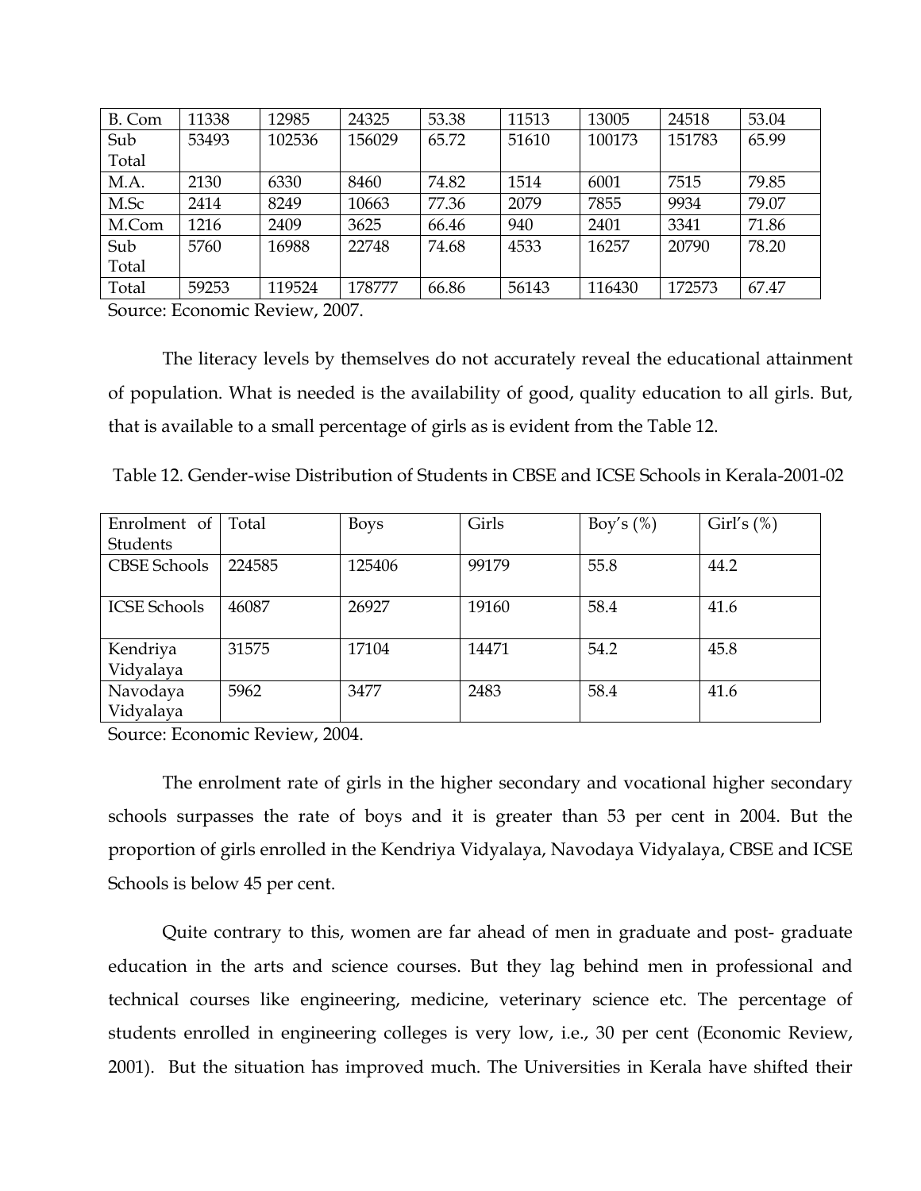| B. Com | 11338 | 12985 | 24325 | 53.38 | 11513 | 13005 | 24518 | 53.04 |
|---|---|---|---|---|---|---|---|---|
| Sub Total | 53493 | 102536 | 156029 | 65.72 | 51610 | 100173 | 151783 | 65.99 |
| M.A. | 2130 | 6330 | 8460 | 74.82 | 1514 | 6001 | 7515 | 79.85 |
| M.Sc | 2414 | 8249 | 10663 | 77.36 | 2079 | 7855 | 9934 | 79.07 |
| M.Com | 1216 | 2409 | 3625 | 66.46 | 940 | 2401 | 3341 | 71.86 |
| Sub Total | 5760 | 16988 | 22748 | 74.68 | 4533 | 16257 | 20790 | 78.20 |
| Total | 59253 | 119524 | 178777 | 66.86 | 56143 | 116430 | 172573 | 67.47 |

Source: Economic Review, 2007.

The literacy levels by themselves do not accurately reveal the educational attainment of population. What is needed is the availability of good, quality education to all girls. But, that is available to a small percentage of girls as is evident from the Table 12.

Table 12. Gender-wise Distribution of Students in CBSE and ICSE Schools in Kerala-2001-02

| Enrolment of Students | Total | Boys | Girls | Boy's (%) | Girl's (%) |
|---|---|---|---|---|---|
| CBSE Schools | 224585 | 125406 | 99179 | 55.8 | 44.2 |
| ICSE Schools | 46087 | 26927 | 19160 | 58.4 | 41.6 |
| Kendriya Vidyalaya | 31575 | 17104 | 14471 | 54.2 | 45.8 |
| Navodaya Vidyalaya | 5962 | 3477 | 2483 | 58.4 | 41.6 |

Source: Economic Review, 2004.

The enrolment rate of girls in the higher secondary and vocational higher secondary schools surpasses the rate of boys and it is greater than 53 per cent in 2004. But the proportion of girls enrolled in the Kendriya Vidyalaya, Navodaya Vidyalaya, CBSE and ICSE Schools is below 45 per cent.

Quite contrary to this, women are far ahead of men in graduate and post- graduate education in the arts and science courses. But they lag behind men in professional and technical courses like engineering, medicine, veterinary science etc. The percentage of students enrolled in engineering colleges is very low, i.e., 30 per cent (Economic Review, 2001). But the situation has improved much. The Universities in Kerala have shifted their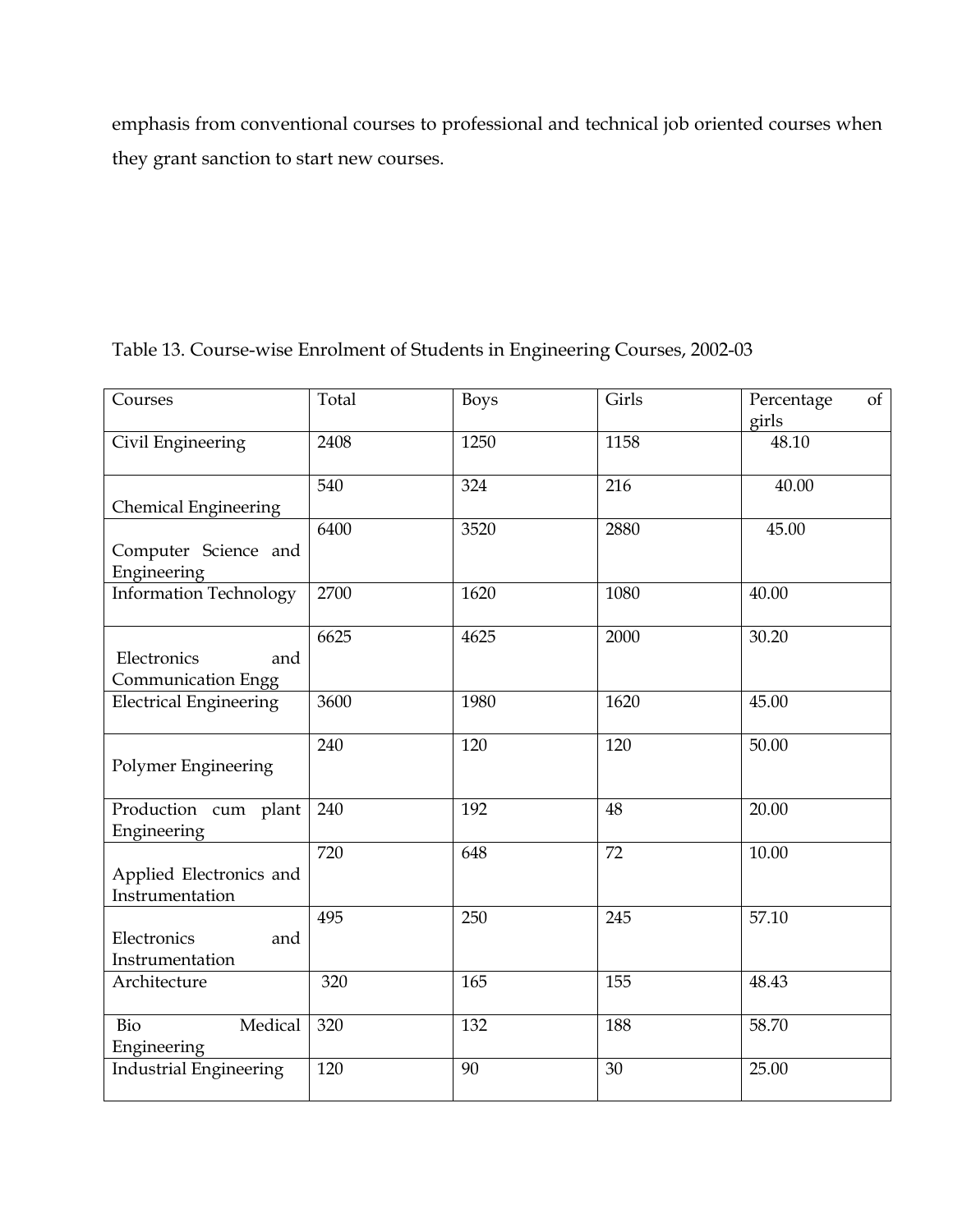emphasis from conventional courses to professional and technical job oriented courses when they grant sanction to start new courses.

Table 13. Course-wise Enrolment of Students in Engineering Courses, 2002-03

| Courses | Total | Boys | Girls | Percentage of girls |
|---|---|---|---|---|
| Civil Engineering | 2408 | 1250 | 1158 | 48.10 |
| Chemical Engineering | 540 | 324 | 216 | 40.00 |
| Computer Science and Engineering | 6400 | 3520 | 2880 | 45.00 |
| Information Technology | 2700 | 1620 | 1080 | 40.00 |
| Electronics and Communication Engg | 6625 | 4625 | 2000 | 30.20 |
| Electrical Engineering | 3600 | 1980 | 1620 | 45.00 |
| Polymer Engineering | 240 | 120 | 120 | 50.00 |
| Production cum plant Engineering | 240 | 192 | 48 | 20.00 |
| Applied Electronics and Instrumentation | 720 | 648 | 72 | 10.00 |
| Electronics and Instrumentation | 495 | 250 | 245 | 57.10 |
| Architecture | 320 | 165 | 155 | 48.43 |
| Bio Medical Engineering | 320 | 132 | 188 | 58.70 |
| Industrial Engineering | 120 | 90 | 30 | 25.00 |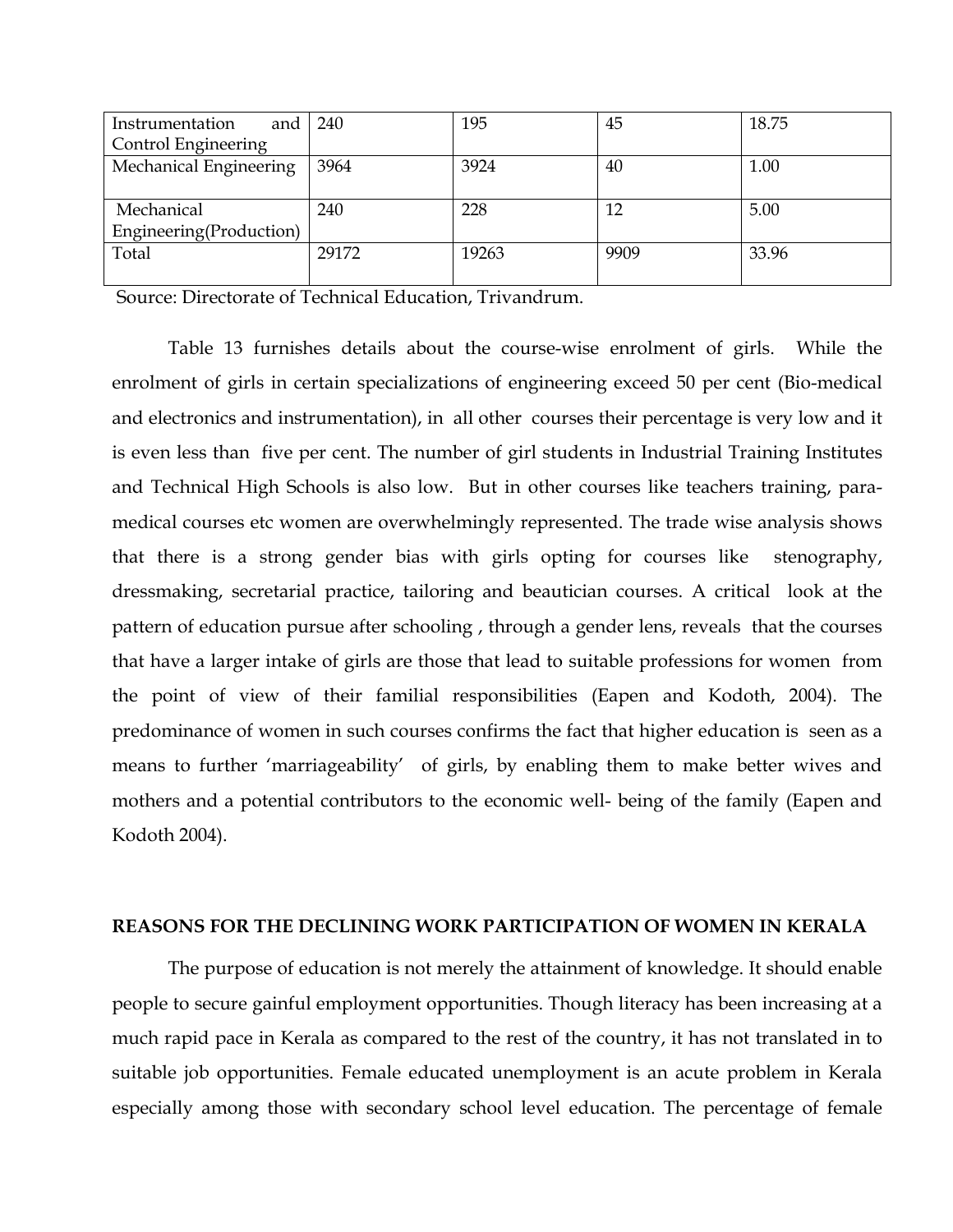| Instrumentation and Control Engineering | 240 | 195 | 45 | 18.75 |
|---|---|---|---|---|
| Mechanical Engineering | 3964 | 3924 | 40 | 1.00 |
| Mechanical Engineering(Production) | 240 | 228 | 12 | 5.00 |
| Total | 29172 | 19263 | 9909 | 33.96 |

Source: Directorate of Technical Education, Trivandrum.

Table 13 furnishes details about the course-wise enrolment of girls. While the enrolment of girls in certain specializations of engineering exceed 50 per cent (Bio-medical and electronics and instrumentation), in all other courses their percentage is very low and it is even less than five per cent. The number of girl students in Industrial Training Institutes and Technical High Schools is also low. But in other courses like teachers training, para-medical courses etc women are overwhelmingly represented. The trade wise analysis shows that there is a strong gender bias with girls opting for courses like stenography, dressmaking, secretarial practice, tailoring and beautician courses. A critical look at the pattern of education pursue after schooling , through a gender lens, reveals that the courses that have a larger intake of girls are those that lead to suitable professions for women from the point of view of their familial responsibilities (Eapen and Kodoth, 2004). The predominance of women in such courses confirms the fact that higher education is seen as a means to further 'marriageability' of girls, by enabling them to make better wives and mothers and a potential contributors to the economic well- being of the family (Eapen and Kodoth 2004).

## REASONS FOR THE DECLINING WORK PARTICIPATION OF WOMEN IN KERALA

The purpose of education is not merely the attainment of knowledge. It should enable people to secure gainful employment opportunities. Though literacy has been increasing at a much rapid pace in Kerala as compared to the rest of the country, it has not translated in to suitable job opportunities. Female educated unemployment is an acute problem in Kerala especially among those with secondary school level education. The percentage of female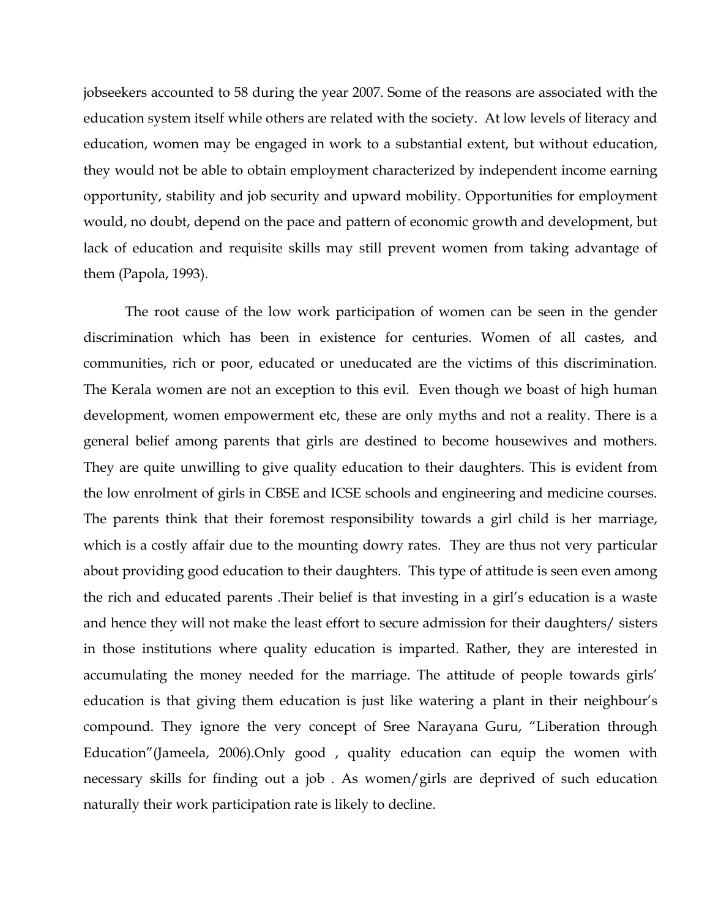jobseekers accounted to 58 during the year 2007. Some of the reasons are associated with the education system itself while others are related with the society. At low levels of literacy and education, women may be engaged in work to a substantial extent, but without education, they would not be able to obtain employment characterized by independent income earning opportunity, stability and job security and upward mobility. Opportunities for employment would, no doubt, depend on the pace and pattern of economic growth and development, but lack of education and requisite skills may still prevent women from taking advantage of them (Papola, 1993).

The root cause of the low work participation of women can be seen in the gender discrimination which has been in existence for centuries. Women of all castes, and communities, rich or poor, educated or uneducated are the victims of this discrimination. The Kerala women are not an exception to this evil. Even though we boast of high human development, women empowerment etc, these are only myths and not a reality. There is a general belief among parents that girls are destined to become housewives and mothers. They are quite unwilling to give quality education to their daughters. This is evident from the low enrolment of girls in CBSE and ICSE schools and engineering and medicine courses. The parents think that their foremost responsibility towards a girl child is her marriage, which is a costly affair due to the mounting dowry rates. They are thus not very particular about providing good education to their daughters. This type of attitude is seen even among the rich and educated parents .Their belief is that investing in a girl's education is a waste and hence they will not make the least effort to secure admission for their daughters/ sisters in those institutions where quality education is imparted. Rather, they are interested in accumulating the money needed for the marriage. The attitude of people towards girls' education is that giving them education is just like watering a plant in their neighbour's compound. They ignore the very concept of Sree Narayana Guru, "Liberation through Education"(Jameela, 2006).Only good , quality education can equip the women with necessary skills for finding out a job . As women/girls are deprived of such education naturally their work participation rate is likely to decline.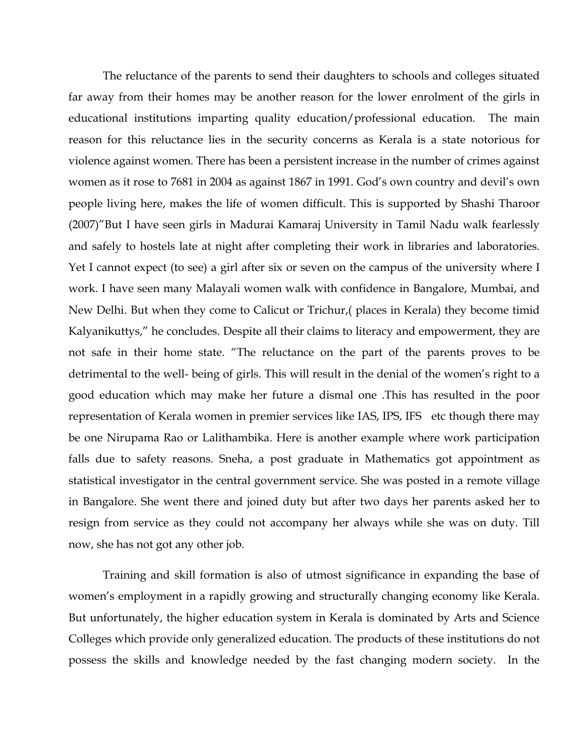The reluctance of the parents to send their daughters to schools and colleges situated far away from their homes may be another reason for the lower enrolment of the girls in educational institutions imparting quality education/professional education. The main reason for this reluctance lies in the security concerns as Kerala is a state notorious for violence against women. There has been a persistent increase in the number of crimes against women as it rose to 7681 in 2004 as against 1867 in 1991. God's own country and devil's own people living here, makes the life of women difficult. This is supported by Shashi Tharoor (2007)"But I have seen girls in Madurai Kamaraj University in Tamil Nadu walk fearlessly and safely to hostels late at night after completing their work in libraries and laboratories. Yet I cannot expect (to see) a girl after six or seven on the campus of the university where I work. I have seen many Malayali women walk with confidence in Bangalore, Mumbai, and New Delhi. But when they come to Calicut or Trichur,( places in Kerala) they become timid Kalyanikuttys," he concludes. Despite all their claims to literacy and empowerment, they are not safe in their home state. "The reluctance on the part of the parents proves to be detrimental to the well- being of girls. This will result in the denial of the women's right to a good education which may make her future a dismal one .This has resulted in the poor representation of Kerala women in premier services like IAS, IPS, IFS etc though there may be one Nirupama Rao or Lalithambika. Here is another example where work participation falls due to safety reasons. Sneha, a post graduate in Mathematics got appointment as statistical investigator in the central government service. She was posted in a remote village in Bangalore. She went there and joined duty but after two days her parents asked her to resign from service as they could not accompany her always while she was on duty. Till now, she has not got any other job.

Training and skill formation is also of utmost significance in expanding the base of women's employment in a rapidly growing and structurally changing economy like Kerala. But unfortunately, the higher education system in Kerala is dominated by Arts and Science Colleges which provide only generalized education. The products of these institutions do not possess the skills and knowledge needed by the fast changing modern society. In the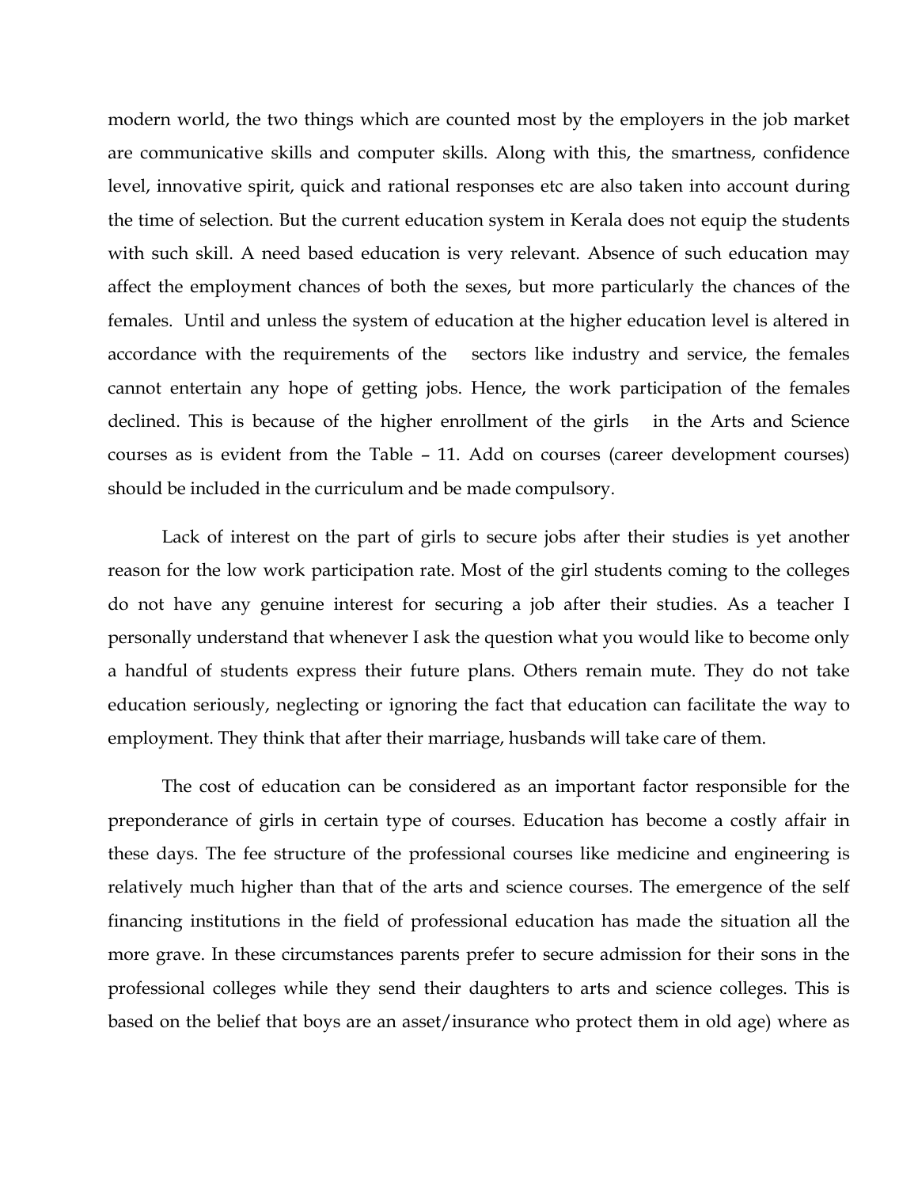modern world, the two things which are counted most by the employers in the job market are communicative skills and computer skills. Along with this, the smartness, confidence level, innovative spirit, quick and rational responses etc are also taken into account during the time of selection. But the current education system in Kerala does not equip the students with such skill. A need based education is very relevant. Absence of such education may affect the employment chances of both the sexes, but more particularly the chances of the females. Until and unless the system of education at the higher education level is altered in accordance with the requirements of the sectors like industry and service, the females cannot entertain any hope of getting jobs. Hence, the work participation of the females declined. This is because of the higher enrollment of the girls in the Arts and Science courses as is evident from the Table – 11. Add on courses (career development courses) should be included in the curriculum and be made compulsory.

Lack of interest on the part of girls to secure jobs after their studies is yet another reason for the low work participation rate. Most of the girl students coming to the colleges do not have any genuine interest for securing a job after their studies. As a teacher I personally understand that whenever I ask the question what you would like to become only a handful of students express their future plans. Others remain mute. They do not take education seriously, neglecting or ignoring the fact that education can facilitate the way to employment. They think that after their marriage, husbands will take care of them.

The cost of education can be considered as an important factor responsible for the preponderance of girls in certain type of courses. Education has become a costly affair in these days. The fee structure of the professional courses like medicine and engineering is relatively much higher than that of the arts and science courses. The emergence of the self financing institutions in the field of professional education has made the situation all the more grave. In these circumstances parents prefer to secure admission for their sons in the professional colleges while they send their daughters to arts and science colleges. This is based on the belief that boys are an asset/insurance who protect them in old age) where as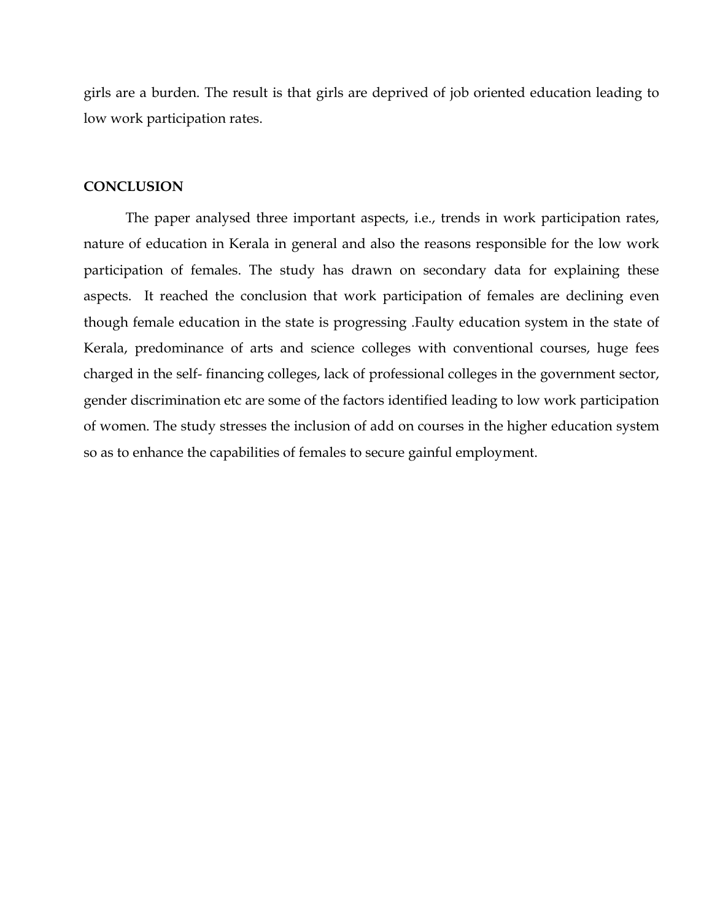girls are a burden. The result is that girls are deprived of job oriented education leading to low work participation rates.

## CONCLUSION

The paper analysed three important aspects, i.e., trends in work participation rates, nature of education in Kerala in general and also the reasons responsible for the low work participation of females. The study has drawn on secondary data for explaining these aspects. It reached the conclusion that work participation of females are declining even though female education in the state is progressing .Faulty education system in the state of Kerala, predominance of arts and science colleges with conventional courses, huge fees charged in the self- financing colleges, lack of professional colleges in the government sector, gender discrimination etc are some of the factors identified leading to low work participation of women. The study stresses the inclusion of add on courses in the higher education system so as to enhance the capabilities of females to secure gainful employment.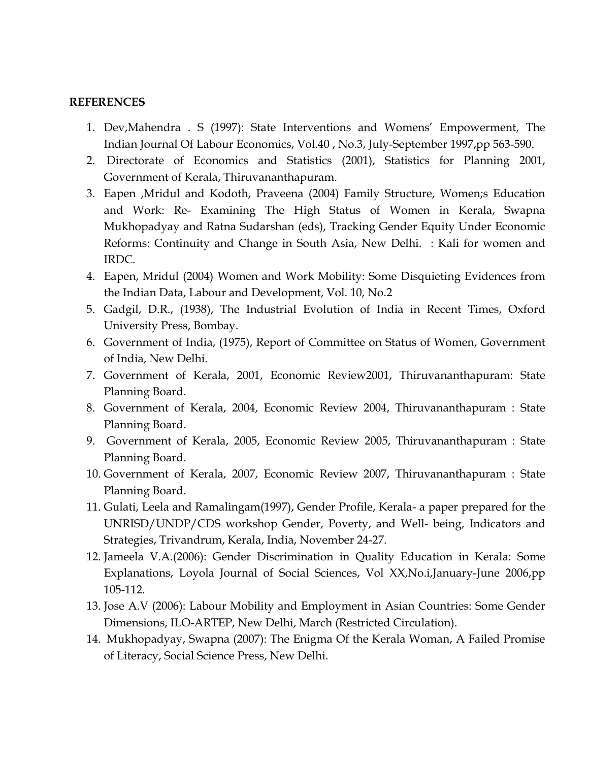**REFERENCES**

1. Dev,Mahendra . S (1997): State Interventions and Womens' Empowerment, The Indian Journal Of Labour Economics, Vol.40 , No.3, July-September 1997,pp 563-590.
2. Directorate of Economics and Statistics (2001), Statistics for Planning 2001, Government of Kerala, Thiruvananthapuram.
3. Eapen ,Mridul and Kodoth, Praveena (2004) Family Structure, Women;s Education and Work: Re- Examining The High Status of Women in Kerala, Swapna Mukhopadyay and Ratna Sudarshan (eds), Tracking Gender Equity Under Economic Reforms: Continuity and Change in South Asia, New Delhi. : Kali for women and IRDC.
4. Eapen, Mridul (2004) Women and Work Mobility: Some Disquieting Evidences from the Indian Data, Labour and Development, Vol. 10, No.2
5. Gadgil, D.R., (1938), The Industrial Evolution of India in Recent Times, Oxford University Press, Bombay.
6. Government of India, (1975), Report of Committee on Status of Women, Government of India, New Delhi.
7. Government of Kerala, 2001, Economic Review2001, Thiruvananthapuram: State Planning Board.
8. Government of Kerala, 2004, Economic Review 2004, Thiruvananthapuram : State Planning Board.
9. Government of Kerala, 2005, Economic Review 2005, Thiruvananthapuram : State Planning Board.
10. Government of Kerala, 2007, Economic Review 2007, Thiruvananthapuram : State Planning Board.
11. Gulati, Leela and Ramalingam(1997), Gender Profile, Kerala- a paper prepared for the UNRISD/UNDP/CDS workshop Gender, Poverty, and Well- being, Indicators and Strategies, Trivandrum, Kerala, India, November 24-27.
12. Jameela V.A.(2006): Gender Discrimination in Quality Education in Kerala: Some Explanations, Loyola Journal of Social Sciences, Vol XX,No.i,January-June 2006,pp 105-112.
13. Jose A.V (2006): Labour Mobility and Employment in Asian Countries: Some Gender Dimensions, ILO-ARTEP, New Delhi, March (Restricted Circulation).
14. Mukhopadyay, Swapna (2007): The Enigma Of the Kerala Woman, A Failed Promise of Literacy, Social Science Press, New Delhi.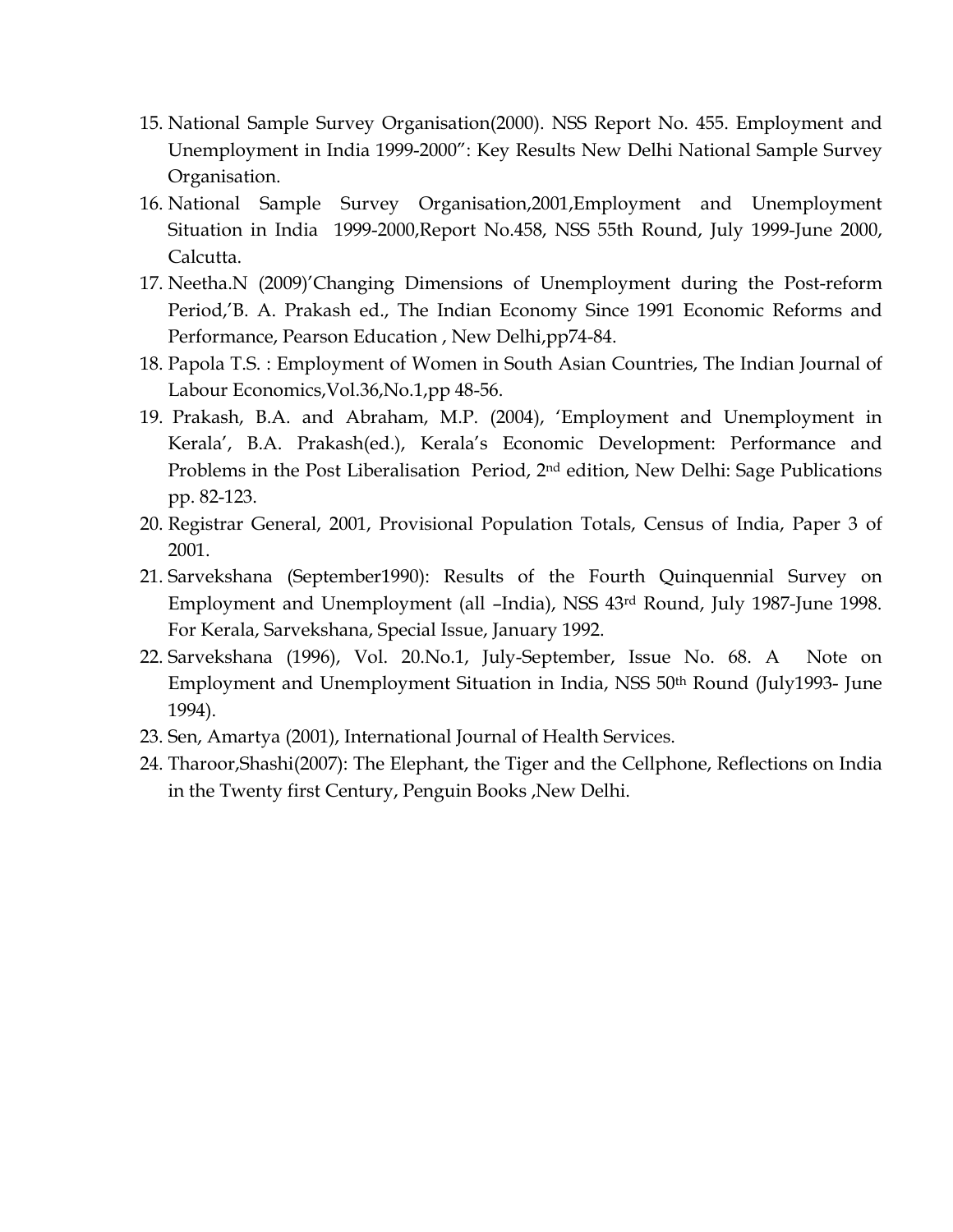15. National Sample Survey Organisation(2000). NSS Report No. 455. Employment and Unemployment in India 1999-2000": Key Results New Delhi National Sample Survey Organisation.
16. National Sample Survey Organisation,2001,Employment and Unemployment Situation in India 1999-2000,Report No.458, NSS 55th Round, July 1999-June 2000, Calcutta.
17. Neetha.N (2009)'Changing Dimensions of Unemployment during the Post-reform Period,'B. A. Prakash ed., The Indian Economy Since 1991 Economic Reforms and Performance, Pearson Education , New Delhi,pp74-84.
18. Papola T.S. : Employment of Women in South Asian Countries, The Indian Journal of Labour Economics,Vol.36,No.1,pp 48-56.
19. Prakash, B.A. and Abraham, M.P. (2004), 'Employment and Unemployment in Kerala', B.A. Prakash(ed.), Kerala's Economic Development: Performance and Problems in the Post Liberalisation Period, 2nd edition, New Delhi: Sage Publications pp. 82-123.
20. Registrar General, 2001, Provisional Population Totals, Census of India, Paper 3 of 2001.
21. Sarvekshana (September1990): Results of the Fourth Quinquennial Survey on Employment and Unemployment (all –India), NSS 43rd Round, July 1987-June 1998. For Kerala, Sarvekshana, Special Issue, January 1992.
22. Sarvekshana (1996), Vol. 20.No.1, July-September, Issue No. 68. A Note on Employment and Unemployment Situation in India, NSS 50th Round (July1993- June 1994).
23. Sen, Amartya (2001), International Journal of Health Services.
24. Tharoor,Shashi(2007): The Elephant, the Tiger and the Cellphone, Reflections on India in the Twenty first Century, Penguin Books ,New Delhi.